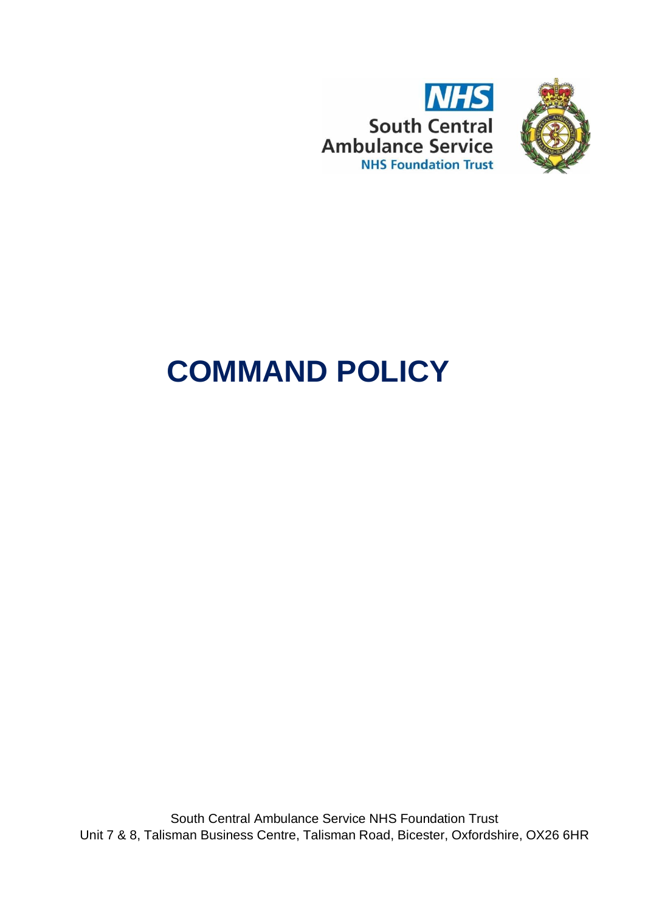NHS

South Central Ambulance Service

NHS Foundation Trust

# COMMAND POLICY

South Central Ambulance Service NHS Foundation Trust
Unit 7 & 8, Talisman Business Centre, Talisman Road, Bicester, Oxfordshire, OX26 6HR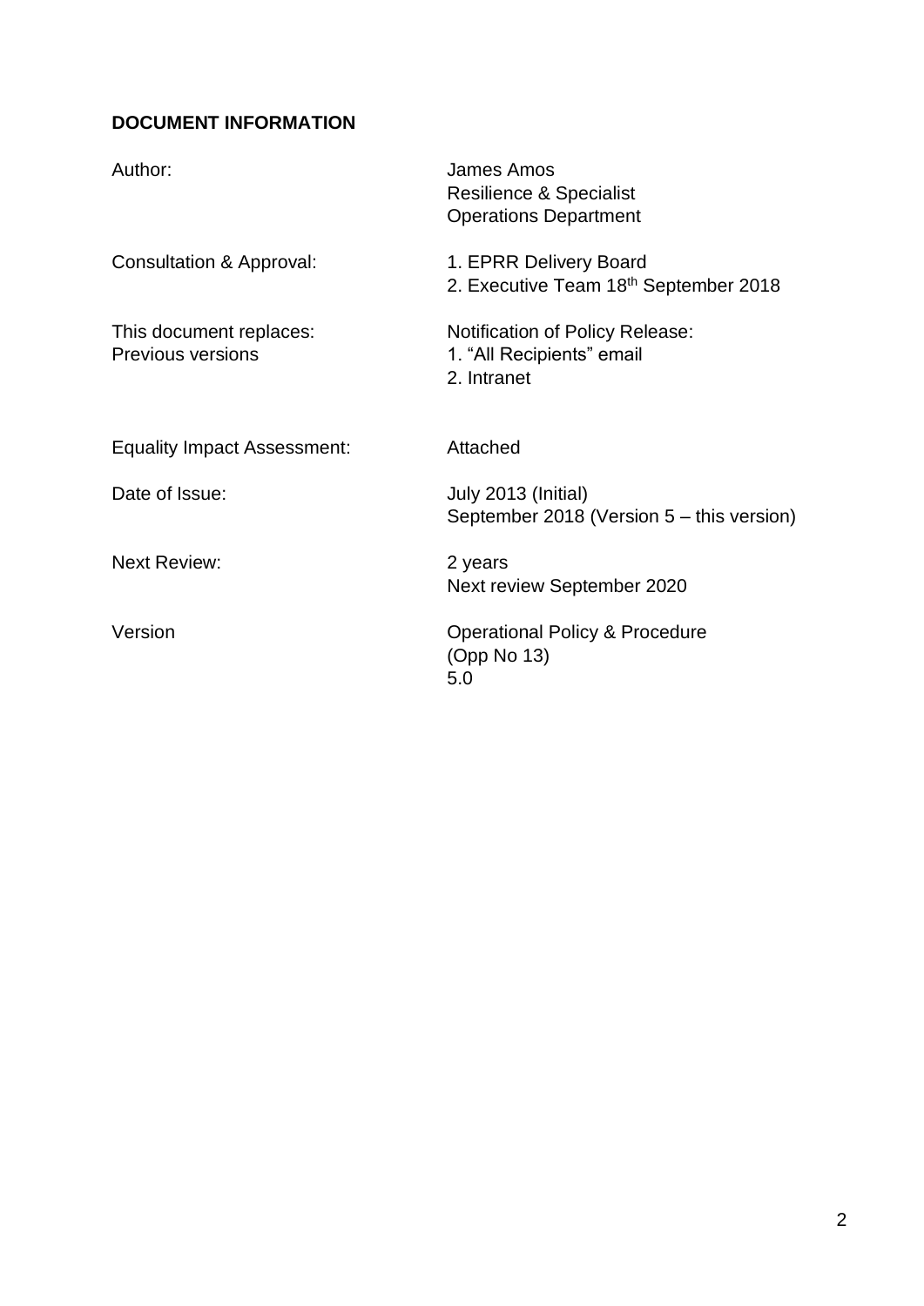**DOCUMENT INFORMATION**

| | |
|---|---|
| Author: | James Amos<br>Resilience & Specialist<br>Operations Department |
| Consultation & Approval: | 1. EPRR Delivery Board<br>2. Executive Team 18th September 2018 |
| This document replaces:<br>Previous versions | Notification of Policy Release:<br>1. "All Recipients" email<br>2. Intranet |
| Equality Impact Assessment: | Attached |
| Date of Issue: | July 2013 (Initial)<br>September 2018 (Version 5 – this version) |
| Next Review: | 2 years<br>Next review September 2020 |
| Version | Operational Policy & Procedure<br>(Opp No 13)<br>5.0 |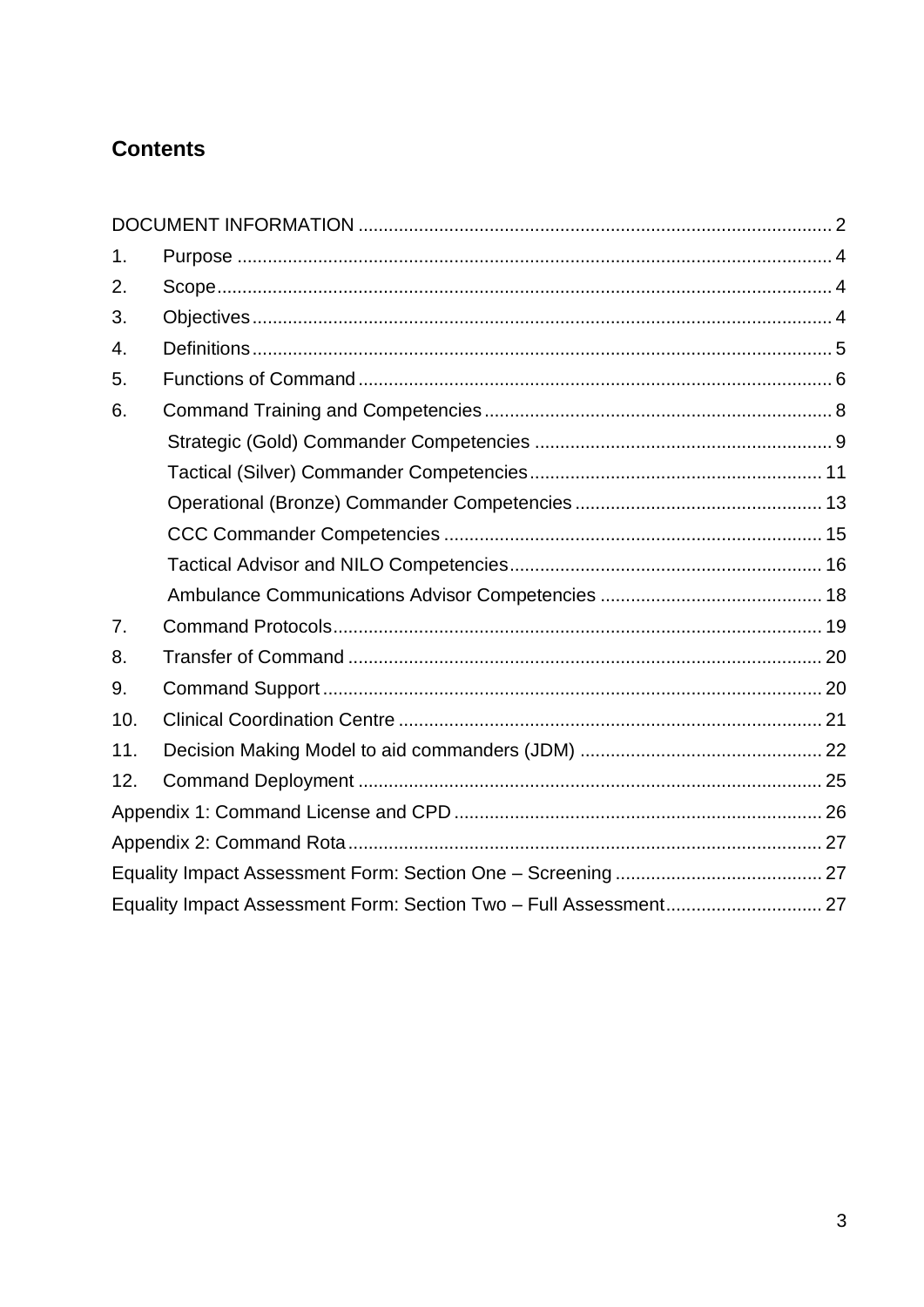## Contents

DOCUMENT INFORMATION ..... 2

1. Purpose ..... 4
2. Scope ..... 4
3. Objectives ..... 4
4. Definitions ..... 5
5. Functions of Command ..... 6
6. Command Training and Competencies ..... 8
    - Strategic (Gold) Commander Competencies ..... 9
    - Tactical (Silver) Commander Competencies ..... 11
    - Operational (Bronze) Commander Competencies ..... 13
    - CCC Commander Competencies ..... 15
    - Tactical Advisor and NILO Competencies ..... 16
    - Ambulance Communications Advisor Competencies ..... 18
7. Command Protocols ..... 19
8. Transfer of Command ..... 20
9. Command Support ..... 20
10. Clinical Coordination Centre ..... 21
11. Decision Making Model to aid commanders (JDM) ..... 22
12. Command Deployment ..... 25

Appendix 1: Command License and CPD ..... 26

Appendix 2: Command Rota ..... 27

Equality Impact Assessment Form: Section One – Screening ..... 27

Equality Impact Assessment Form: Section Two – Full Assessment ..... 27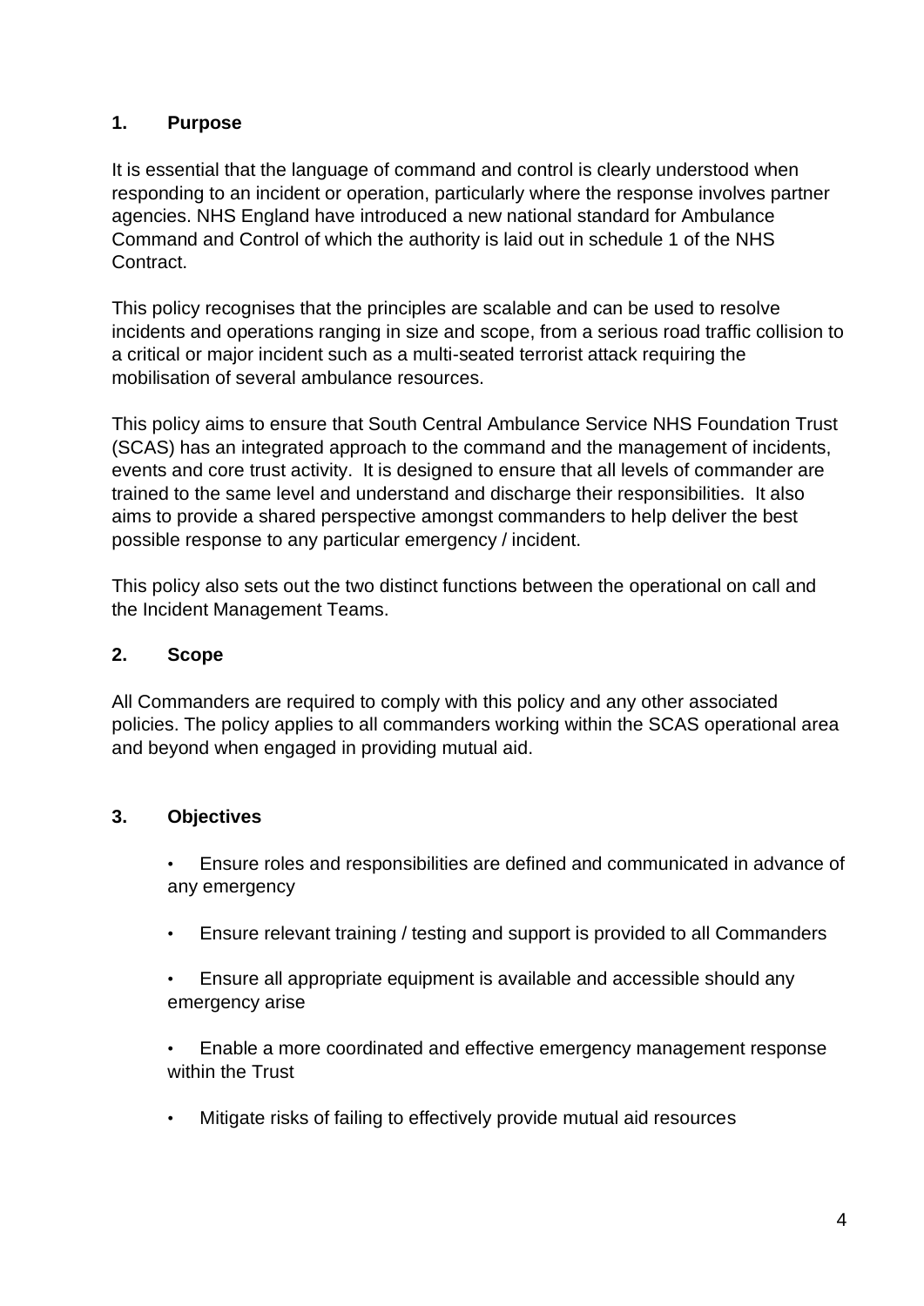## 1. Purpose

It is essential that the language of command and control is clearly understood when responding to an incident or operation, particularly where the response involves partner agencies. NHS England have introduced a new national standard for Ambulance Command and Control of which the authority is laid out in schedule 1 of the NHS Contract.

This policy recognises that the principles are scalable and can be used to resolve incidents and operations ranging in size and scope, from a serious road traffic collision to a critical or major incident such as a multi-seated terrorist attack requiring the mobilisation of several ambulance resources.

This policy aims to ensure that South Central Ambulance Service NHS Foundation Trust (SCAS) has an integrated approach to the command and the management of incidents, events and core trust activity. It is designed to ensure that all levels of commander are trained to the same level and understand and discharge their responsibilities. It also aims to provide a shared perspective amongst commanders to help deliver the best possible response to any particular emergency / incident.

This policy also sets out the two distinct functions between the operational on call and the Incident Management Teams.

## 2. Scope

All Commanders are required to comply with this policy and any other associated policies. The policy applies to all commanders working within the SCAS operational area and beyond when engaged in providing mutual aid.

## 3. Objectives

- Ensure roles and responsibilities are defined and communicated in advance of any emergency
- Ensure relevant training / testing and support is provided to all Commanders
- Ensure all appropriate equipment is available and accessible should any emergency arise
- Enable a more coordinated and effective emergency management response within the Trust
- Mitigate risks of failing to effectively provide mutual aid resources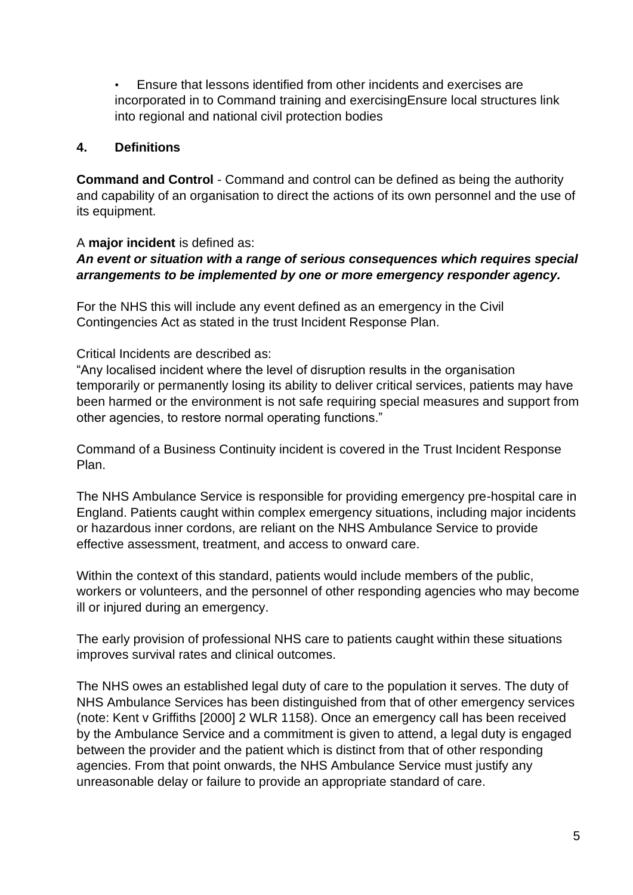- Ensure that lessons identified from other incidents and exercises are incorporated in to Command training and exercisingEnsure local structures link into regional and national civil protection bodies

## 4. Definitions

**Command and Control** - Command and control can be defined as being the authority and capability of an organisation to direct the actions of its own personnel and the use of its equipment.

A **major incident** is defined as:

***An event or situation with a range of serious consequences which requires special arrangements to be implemented by one or more emergency responder agency.***

For the NHS this will include any event defined as an emergency in the Civil Contingencies Act as stated in the trust Incident Response Plan.

Critical Incidents are described as:

"Any localised incident where the level of disruption results in the organisation temporarily or permanently losing its ability to deliver critical services, patients may have been harmed or the environment is not safe requiring special measures and support from other agencies, to restore normal operating functions."

Command of a Business Continuity incident is covered in the Trust Incident Response Plan.

The NHS Ambulance Service is responsible for providing emergency pre-hospital care in England. Patients caught within complex emergency situations, including major incidents or hazardous inner cordons, are reliant on the NHS Ambulance Service to provide effective assessment, treatment, and access to onward care.

Within the context of this standard, patients would include members of the public, workers or volunteers, and the personnel of other responding agencies who may become ill or injured during an emergency.

The early provision of professional NHS care to patients caught within these situations improves survival rates and clinical outcomes.

The NHS owes an established legal duty of care to the population it serves. The duty of NHS Ambulance Services has been distinguished from that of other emergency services (note: Kent v Griffiths [2000] 2 WLR 1158). Once an emergency call has been received by the Ambulance Service and a commitment is given to attend, a legal duty is engaged between the provider and the patient which is distinct from that of other responding agencies. From that point onwards, the NHS Ambulance Service must justify any unreasonable delay or failure to provide an appropriate standard of care.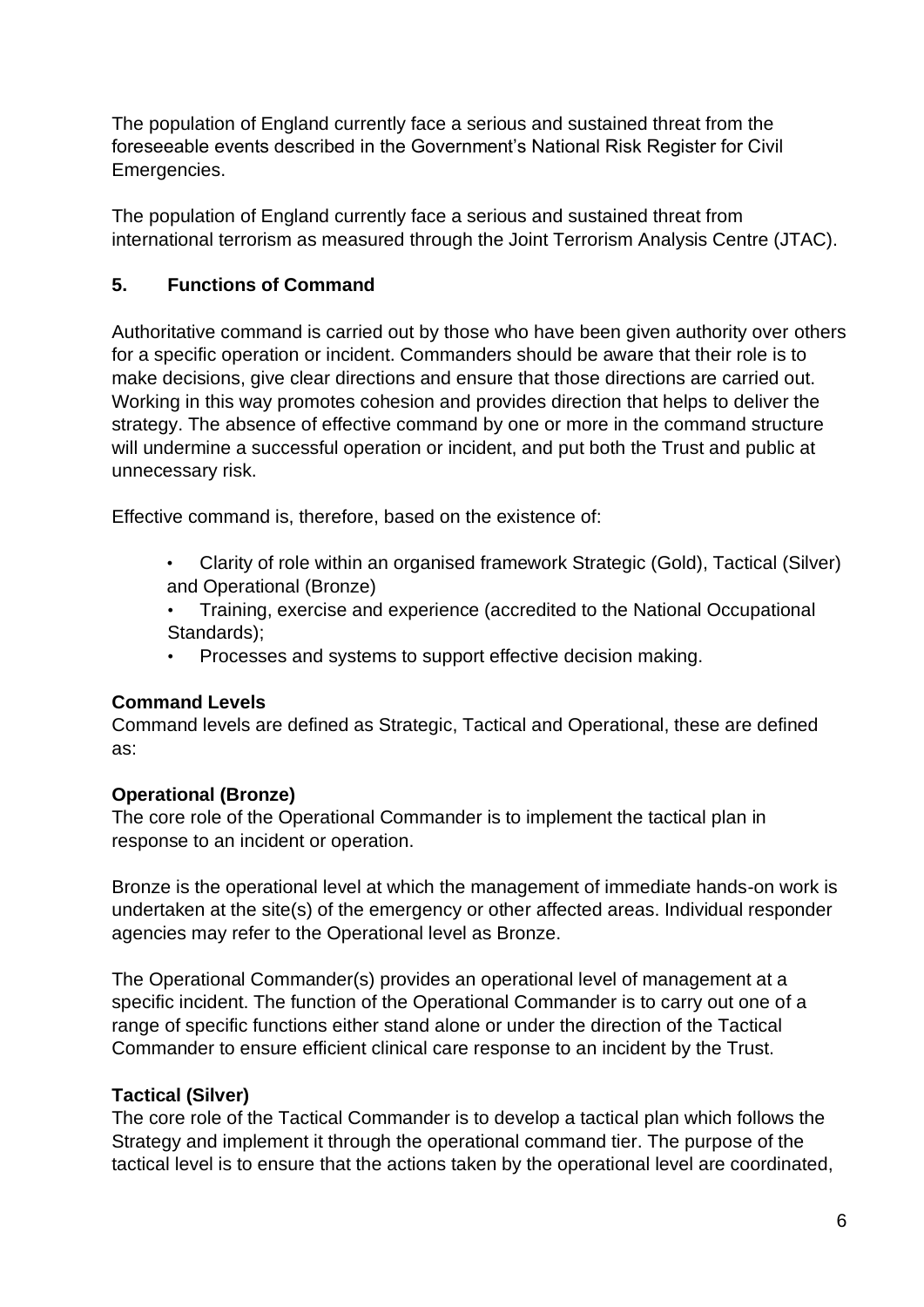The population of England currently face a serious and sustained threat from the foreseeable events described in the Government's National Risk Register for Civil Emergencies.

The population of England currently face a serious and sustained threat from international terrorism as measured through the Joint Terrorism Analysis Centre (JTAC).

## 5. Functions of Command

Authoritative command is carried out by those who have been given authority over others for a specific operation or incident. Commanders should be aware that their role is to make decisions, give clear directions and ensure that those directions are carried out. Working in this way promotes cohesion and provides direction that helps to deliver the strategy. The absence of effective command by one or more in the command structure will undermine a successful operation or incident, and put both the Trust and public at unnecessary risk.

Effective command is, therefore, based on the existence of:

- Clarity of role within an organised framework Strategic (Gold), Tactical (Silver) and Operational (Bronze)
- Training, exercise and experience (accredited to the National Occupational Standards);
- Processes and systems to support effective decision making.

### Command Levels

Command levels are defined as Strategic, Tactical and Operational, these are defined as:

### Operational (Bronze)

The core role of the Operational Commander is to implement the tactical plan in response to an incident or operation.

Bronze is the operational level at which the management of immediate hands-on work is undertaken at the site(s) of the emergency or other affected areas. Individual responder agencies may refer to the Operational level as Bronze.

The Operational Commander(s) provides an operational level of management at a specific incident. The function of the Operational Commander is to carry out one of a range of specific functions either stand alone or under the direction of the Tactical Commander to ensure efficient clinical care response to an incident by the Trust.

### Tactical (Silver)

The core role of the Tactical Commander is to develop a tactical plan which follows the Strategy and implement it through the operational command tier. The purpose of the tactical level is to ensure that the actions taken by the operational level are coordinated,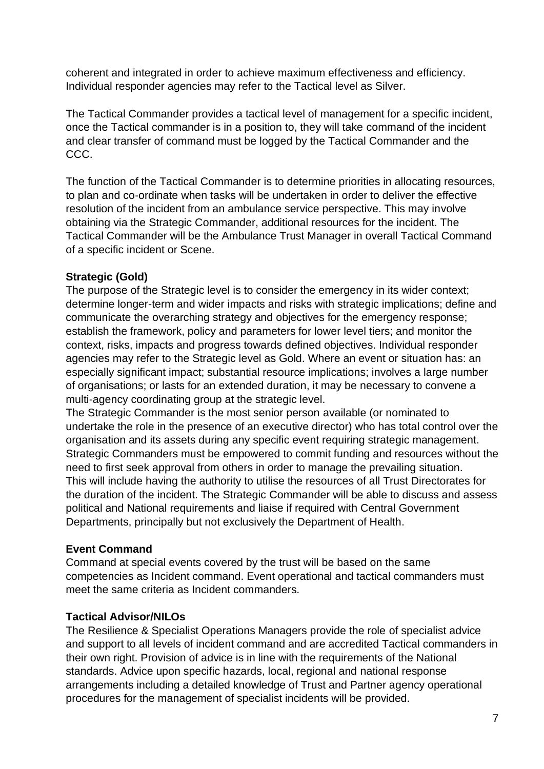coherent and integrated in order to achieve maximum effectiveness and efficiency. Individual responder agencies may refer to the Tactical level as Silver.

The Tactical Commander provides a tactical level of management for a specific incident, once the Tactical commander is in a position to, they will take command of the incident and clear transfer of command must be logged by the Tactical Commander and the CCC.

The function of the Tactical Commander is to determine priorities in allocating resources, to plan and co-ordinate when tasks will be undertaken in order to deliver the effective resolution of the incident from an ambulance service perspective. This may involve obtaining via the Strategic Commander, additional resources for the incident. The Tactical Commander will be the Ambulance Trust Manager in overall Tactical Command of a specific incident or Scene.

**Strategic (Gold)**

The purpose of the Strategic level is to consider the emergency in its wider context; determine longer-term and wider impacts and risks with strategic implications; define and communicate the overarching strategy and objectives for the emergency response; establish the framework, policy and parameters for lower level tiers; and monitor the context, risks, impacts and progress towards defined objectives. Individual responder agencies may refer to the Strategic level as Gold. Where an event or situation has: an especially significant impact; substantial resource implications; involves a large number of organisations; or lasts for an extended duration, it may be necessary to convene a multi-agency coordinating group at the strategic level.

The Strategic Commander is the most senior person available (or nominated to undertake the role in the presence of an executive director) who has total control over the organisation and its assets during any specific event requiring strategic management. Strategic Commanders must be empowered to commit funding and resources without the need to first seek approval from others in order to manage the prevailing situation. This will include having the authority to utilise the resources of all Trust Directorates for the duration of the incident. The Strategic Commander will be able to discuss and assess political and National requirements and liaise if required with Central Government Departments, principally but not exclusively the Department of Health.

**Event Command**

Command at special events covered by the trust will be based on the same competencies as Incident command. Event operational and tactical commanders must meet the same criteria as Incident commanders.

**Tactical Advisor/NILOs**

The Resilience & Specialist Operations Managers provide the role of specialist advice and support to all levels of incident command and are accredited Tactical commanders in their own right. Provision of advice is in line with the requirements of the National standards. Advice upon specific hazards, local, regional and national response arrangements including a detailed knowledge of Trust and Partner agency operational procedures for the management of specialist incidents will be provided.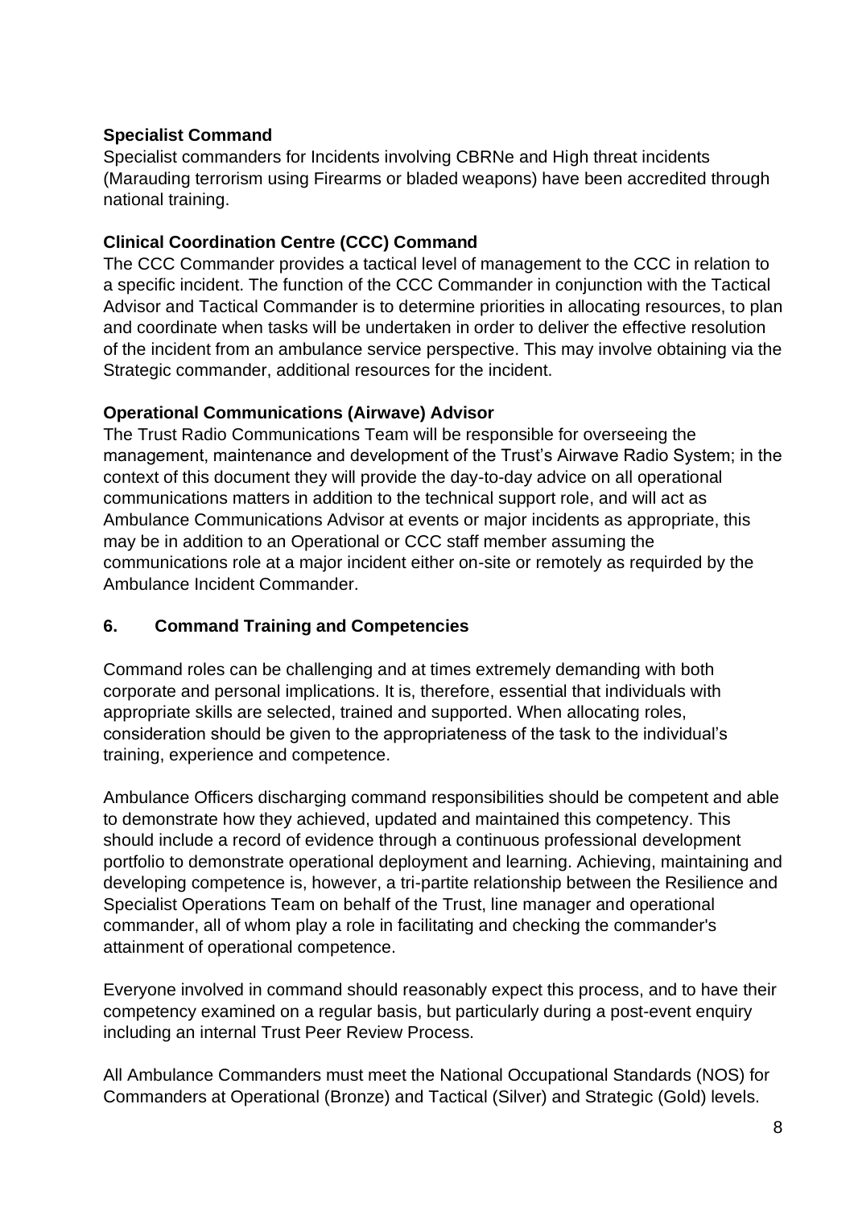**Specialist Command**

Specialist commanders for Incidents involving CBRNe and High threat incidents (Marauding terrorism using Firearms or bladed weapons) have been accredited through national training.

**Clinical Coordination Centre (CCC) Command**

The CCC Commander provides a tactical level of management to the CCC in relation to a specific incident. The function of the CCC Commander in conjunction with the Tactical Advisor and Tactical Commander is to determine priorities in allocating resources, to plan and coordinate when tasks will be undertaken in order to deliver the effective resolution of the incident from an ambulance service perspective. This may involve obtaining via the Strategic commander, additional resources for the incident.

**Operational Communications (Airwave) Advisor**

The Trust Radio Communications Team will be responsible for overseeing the management, maintenance and development of the Trust's Airwave Radio System; in the context of this document they will provide the day-to-day advice on all operational communications matters in addition to the technical support role, and will act as Ambulance Communications Advisor at events or major incidents as appropriate, this may be in addition to an Operational or CCC staff member assuming the communications role at a major incident either on-site or remotely as requirded by the Ambulance Incident Commander.

## 6. Command Training and Competencies

Command roles can be challenging and at times extremely demanding with both corporate and personal implications. It is, therefore, essential that individuals with appropriate skills are selected, trained and supported. When allocating roles, consideration should be given to the appropriateness of the task to the individual's training, experience and competence.

Ambulance Officers discharging command responsibilities should be competent and able to demonstrate how they achieved, updated and maintained this competency. This should include a record of evidence through a continuous professional development portfolio to demonstrate operational deployment and learning. Achieving, maintaining and developing competence is, however, a tri-partite relationship between the Resilience and Specialist Operations Team on behalf of the Trust, line manager and operational commander, all of whom play a role in facilitating and checking the commander's attainment of operational competence.

Everyone involved in command should reasonably expect this process, and to have their competency examined on a regular basis, but particularly during a post-event enquiry including an internal Trust Peer Review Process.

All Ambulance Commanders must meet the National Occupational Standards (NOS) for Commanders at Operational (Bronze) and Tactical (Silver) and Strategic (Gold) levels.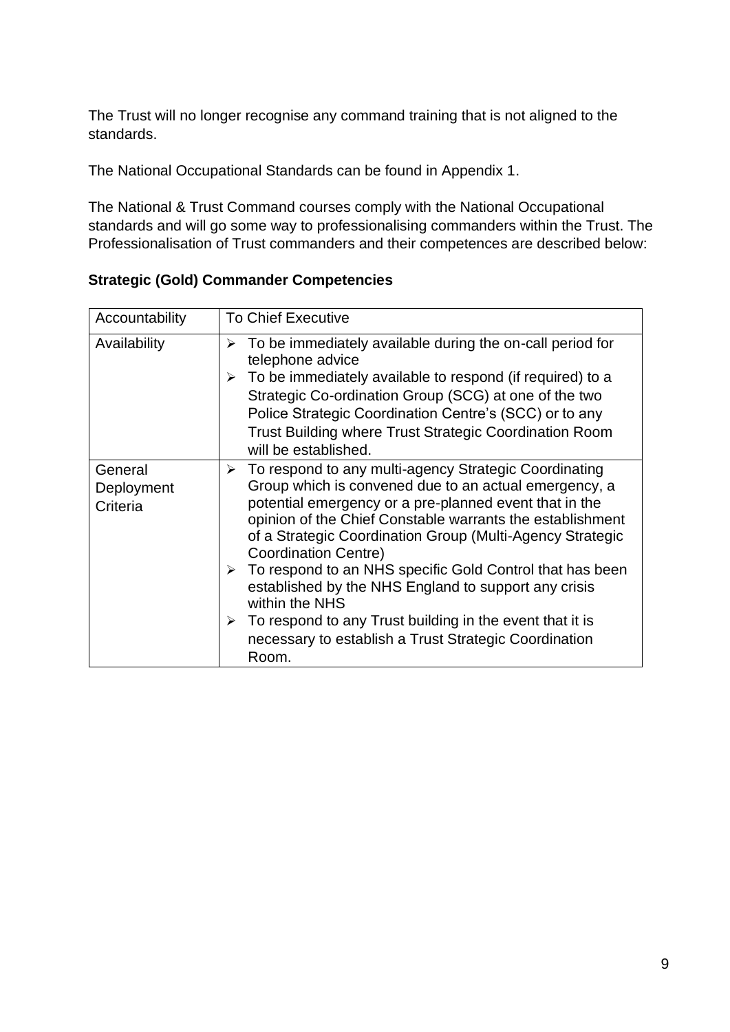The Trust will no longer recognise any command training that is not aligned to the standards.

The National Occupational Standards can be found in Appendix 1.

The National & Trust Command courses comply with the National Occupational standards and will go some way to professionalising commanders within the Trust. The Professionalisation of Trust commanders and their competences are described below:

**Strategic (Gold) Commander Competencies**

| Accountability | To Chief Executive |
|---|---|
| Availability | ➢ To be immediately available during the on-call period for telephone advice<br>➢ To be immediately available to respond (if required) to a Strategic Co-ordination Group (SCG) at one of the two Police Strategic Coordination Centre's (SCC) or to any Trust Building where Trust Strategic Coordination Room will be established. |
| General Deployment Criteria | ➢ To respond to any multi-agency Strategic Coordinating Group which is convened due to an actual emergency, a potential emergency or a pre-planned event that in the opinion of the Chief Constable warrants the establishment of a Strategic Coordination Group (Multi-Agency Strategic Coordination Centre)<br>➢ To respond to an NHS specific Gold Control that has been established by the NHS England to support any crisis within the NHS<br>➢ To respond to any Trust building in the event that it is necessary to establish a Trust Strategic Coordination Room. |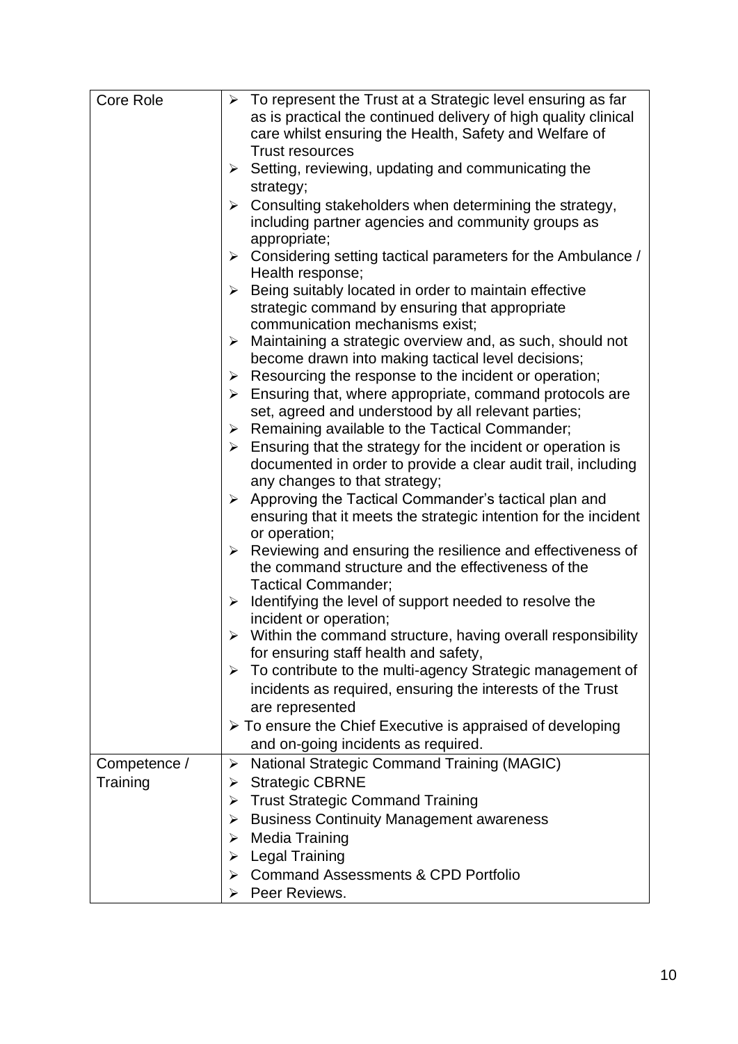| Core Role | ➢ To represent the Trust at a Strategic level ensuring as far as is practical the continued delivery of high quality clinical care whilst ensuring the Health, Safety and Welfare of Trust resources<br>➢ Setting, reviewing, updating and communicating the strategy;<br>➢ Consulting stakeholders when determining the strategy, including partner agencies and community groups as appropriate;<br>➢ Considering setting tactical parameters for the Ambulance / Health response;<br>➢ Being suitably located in order to maintain effective strategic command by ensuring that appropriate communication mechanisms exist;<br>➢ Maintaining a strategic overview and, as such, should not become drawn into making tactical level decisions;<br>➢ Resourcing the response to the incident or operation;<br>➢ Ensuring that, where appropriate, command protocols are set, agreed and understood by all relevant parties;<br>➢ Remaining available to the Tactical Commander;<br>➢ Ensuring that the strategy for the incident or operation is documented in order to provide a clear audit trail, including any changes to that strategy;<br>➢ Approving the Tactical Commander's tactical plan and ensuring that it meets the strategic intention for the incident or operation;<br>➢ Reviewing and ensuring the resilience and effectiveness of the command structure and the effectiveness of the Tactical Commander;<br>➢ Identifying the level of support needed to resolve the incident or operation;<br>➢ Within the command structure, having overall responsibility for ensuring staff health and safety,<br>➢ To contribute to the multi-agency Strategic management of incidents as required, ensuring the interests of the Trust are represented<br>➢ To ensure the Chief Executive is appraised of developing and on-going incidents as required. |
|---|---|
| Competence / Training | ➢ National Strategic Command Training (MAGIC)<br>➢ Strategic CBRNE<br>➢ Trust Strategic Command Training<br>➢ Business Continuity Management awareness<br>➢ Media Training<br>➢ Legal Training<br>➢ Command Assessments & CPD Portfolio<br>➢ Peer Reviews. |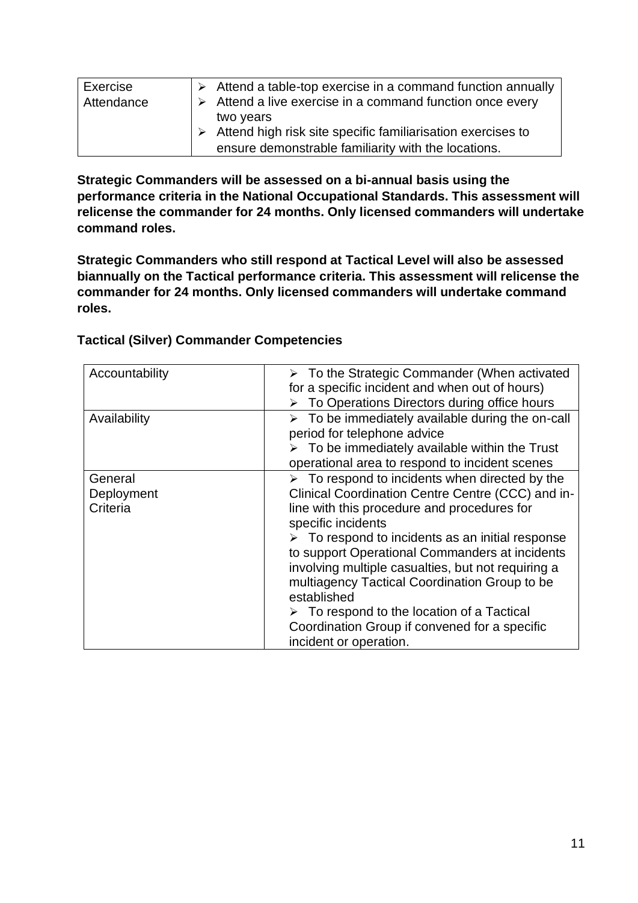| Exercise Attendance | ➢ Attend a table-top exercise in a command function annually<br>➢ Attend a live exercise in a command function once every two years<br>➢ Attend high risk site specific familiarisation exercises to ensure demonstrable familiarity with the locations. |
|---|---|

**Strategic Commanders will be assessed on a bi-annual basis using the performance criteria in the National Occupational Standards. This assessment will relicense the commander for 24 months. Only licensed commanders will undertake command roles.**

**Strategic Commanders who still respond at Tactical Level will also be assessed biannually on the Tactical performance criteria. This assessment will relicense the commander for 24 months. Only licensed commanders will undertake command roles.**

**Tactical (Silver) Commander Competencies**

| Accountability | ➢ To the Strategic Commander (When activated for a specific incident and when out of hours)<br>➢ To Operations Directors during office hours |
|---|---|
| Availability | ➢ To be immediately available during the on-call period for telephone advice<br>➢ To be immediately available within the Trust operational area to respond to incident scenes |
| General Deployment Criteria | ➢ To respond to incidents when directed by the Clinical Coordination Centre Centre (CCC) and in-line with this procedure and procedures for specific incidents<br>➢ To respond to incidents as an initial response to support Operational Commanders at incidents involving multiple casualties, but not requiring a multiagency Tactical Coordination Group to be established<br>➢ To respond to the location of a Tactical Coordination Group if convened for a specific incident or operation. |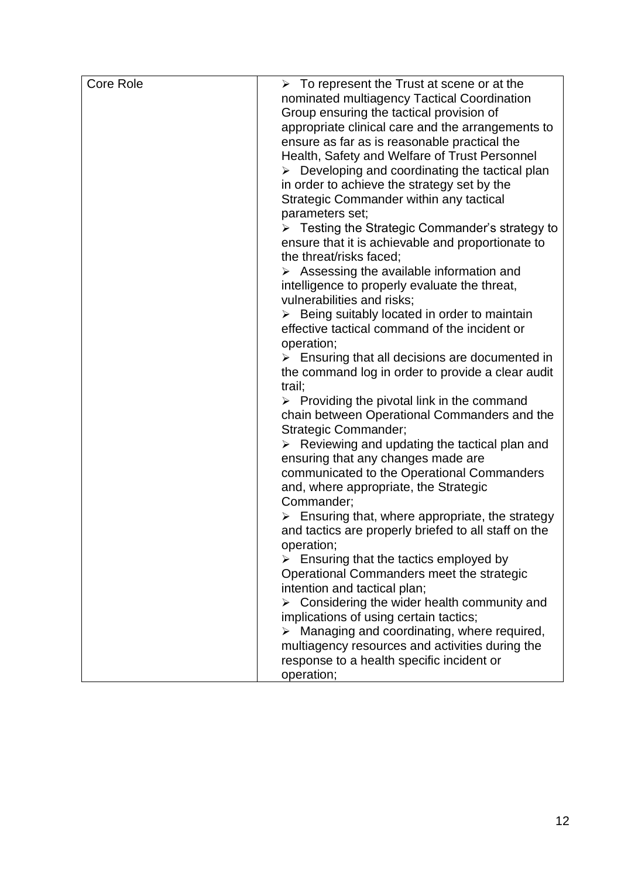| Core Role | ➢ To represent the Trust at scene or at the nominated multiagency Tactical Coordination Group ensuring the tactical provision of appropriate clinical care and the arrangements to ensure as far as is reasonable practical the Health, Safety and Welfare of Trust Personnel<br>➢ Developing and coordinating the tactical plan in order to achieve the strategy set by the Strategic Commander within any tactical parameters set;<br>➢ Testing the Strategic Commander's strategy to ensure that it is achievable and proportionate to the threat/risks faced;<br>➢ Assessing the available information and intelligence to properly evaluate the threat, vulnerabilities and risks;<br>➢ Being suitably located in order to maintain effective tactical command of the incident or operation;<br>➢ Ensuring that all decisions are documented in the command log in order to provide a clear audit trail;<br>➢ Providing the pivotal link in the command chain between Operational Commanders and the Strategic Commander;<br>➢ Reviewing and updating the tactical plan and ensuring that any changes made are communicated to the Operational Commanders and, where appropriate, the Strategic Commander;<br>➢ Ensuring that, where appropriate, the strategy and tactics are properly briefed to all staff on the operation;<br>➢ Ensuring that the tactics employed by Operational Commanders meet the strategic intention and tactical plan;<br>➢ Considering the wider health community and implications of using certain tactics;<br>➢ Managing and coordinating, where required, multiagency resources and activities during the response to a health specific incident or operation; |
|---|---|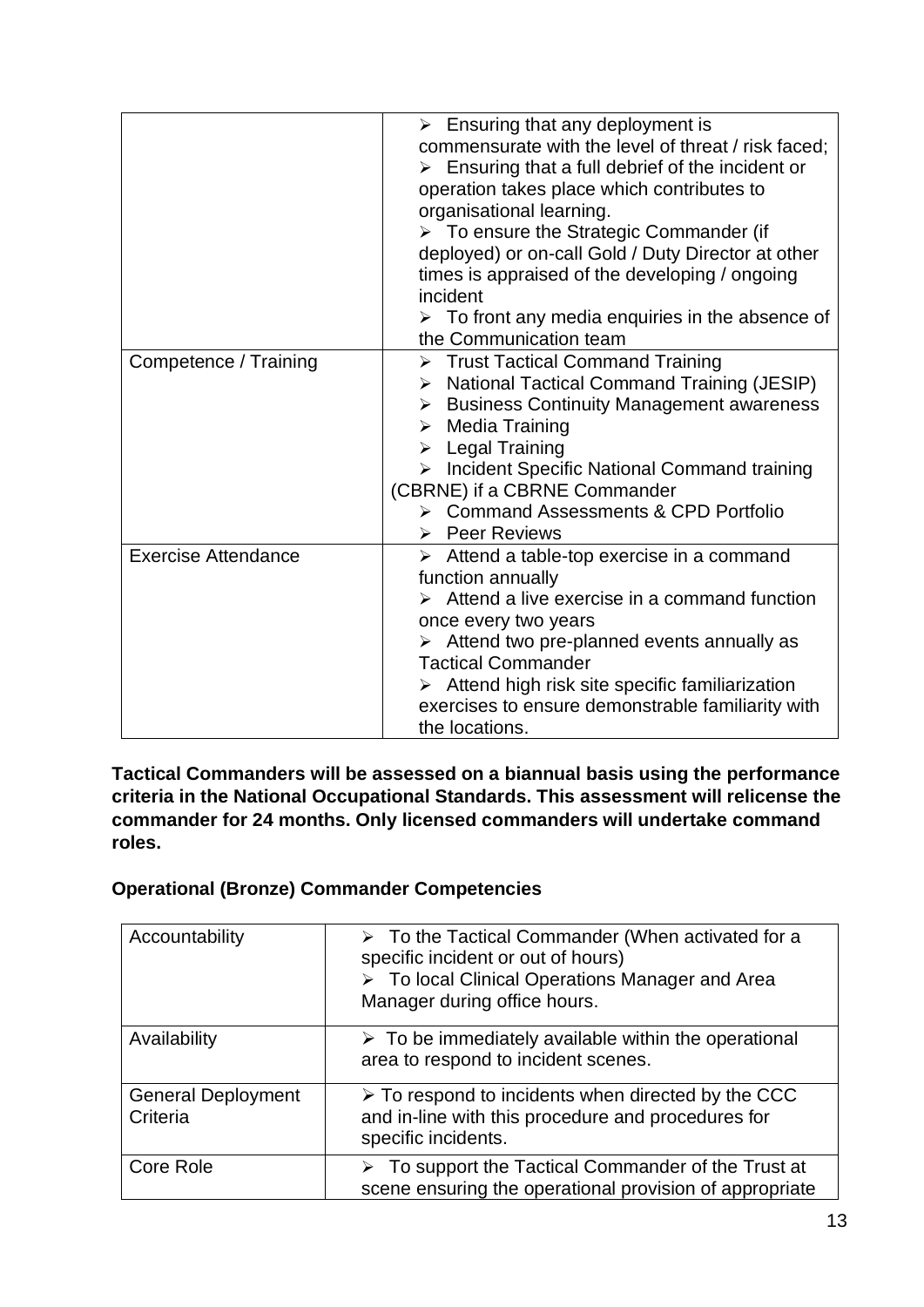| | |
|---|---|
| | ➢ Ensuring that any deployment is commensurate with the level of threat / risk faced;<br>➢ Ensuring that a full debrief of the incident or operation takes place which contributes to organisational learning.<br>➢ To ensure the Strategic Commander (if deployed) or on-call Gold / Duty Director at other times is appraised of the developing / ongoing incident<br>➢ To front any media enquiries in the absence of the Communication team |
| Competence / Training | ➢ Trust Tactical Command Training<br>➢ National Tactical Command Training (JESIP)<br>➢ Business Continuity Management awareness<br>➢ Media Training<br>➢ Legal Training<br>➢ Incident Specific National Command training (CBRNE) if a CBRNE Commander<br>➢ Command Assessments & CPD Portfolio<br>➢ Peer Reviews |
| Exercise Attendance | ➢ Attend a table-top exercise in a command function annually<br>➢ Attend a live exercise in a command function once every two years<br>➢ Attend two pre-planned events annually as Tactical Commander<br>➢ Attend high risk site specific familiarization exercises to ensure demonstrable familiarity with the locations. |

**Tactical Commanders will be assessed on a biannual basis using the performance criteria in the National Occupational Standards. This assessment will relicense the commander for 24 months. Only licensed commanders will undertake command roles.**

**Operational (Bronze) Commander Competencies**

| | |
|---|---|
| Accountability | ➢ To the Tactical Commander (When activated for a specific incident or out of hours)<br>➢ To local Clinical Operations Manager and Area Manager during office hours. |
| Availability | ➢ To be immediately available within the operational area to respond to incident scenes. |
| General Deployment Criteria | ➢ To respond to incidents when directed by the CCC and in-line with this procedure and procedures for specific incidents. |
| Core Role | ➢ To support the Tactical Commander of the Trust at scene ensuring the operational provision of appropriate |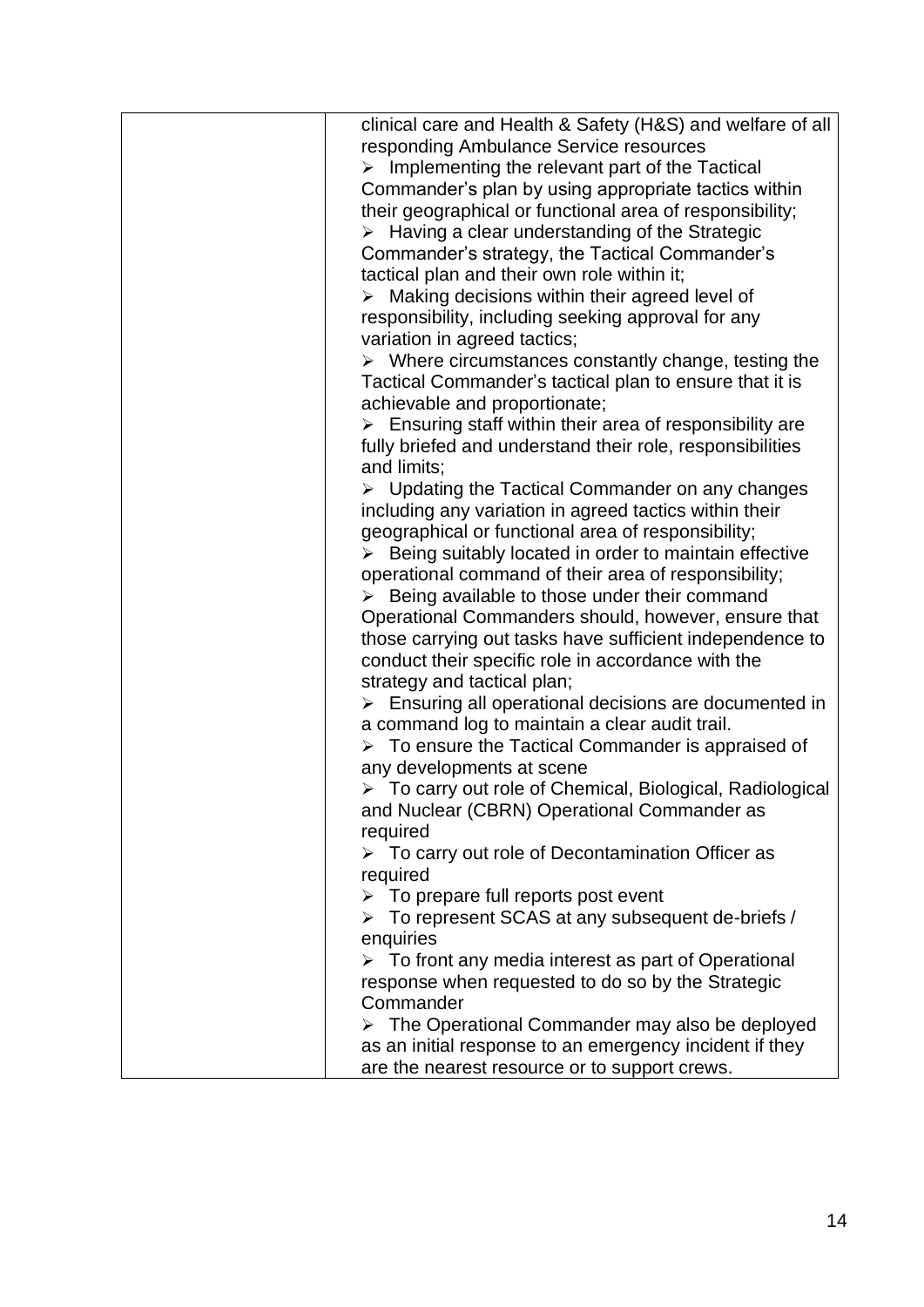| | clinical care and Health & Safety (H&S) and welfare of all responding Ambulance Service resources<br>➢ Implementing the relevant part of the Tactical Commander's plan by using appropriate tactics within their geographical or functional area of responsibility;<br>➢ Having a clear understanding of the Strategic Commander's strategy, the Tactical Commander's tactical plan and their own role within it;<br>➢ Making decisions within their agreed level of responsibility, including seeking approval for any variation in agreed tactics;<br>➢ Where circumstances constantly change, testing the Tactical Commander's tactical plan to ensure that it is achievable and proportionate;<br>➢ Ensuring staff within their area of responsibility are fully briefed and understand their role, responsibilities and limits;<br>➢ Updating the Tactical Commander on any changes including any variation in agreed tactics within their geographical or functional area of responsibility;<br>➢ Being suitably located in order to maintain effective operational command of their area of responsibility;<br>➢ Being available to those under their command Operational Commanders should, however, ensure that those carrying out tasks have sufficient independence to conduct their specific role in accordance with the strategy and tactical plan;<br>➢ Ensuring all operational decisions are documented in a command log to maintain a clear audit trail.<br>➢ To ensure the Tactical Commander is appraised of any developments at scene<br>➢ To carry out role of Chemical, Biological, Radiological and Nuclear (CBRN) Operational Commander as required<br>➢ To carry out role of Decontamination Officer as required<br>➢ To prepare full reports post event<br>➢ To represent SCAS at any subsequent de-briefs / enquiries<br>➢ To front any media interest as part of Operational response when requested to do so by the Strategic Commander<br>➢ The Operational Commander may also be deployed as an initial response to an emergency incident if they are the nearest resource or to support crews. |
|---|---|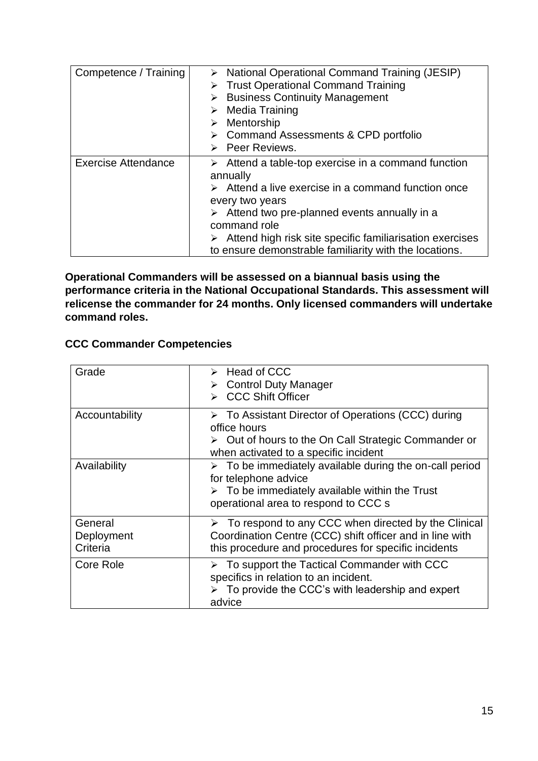| | |
|---|---|
| Competence / Training | ➢ National Operational Command Training (JESIP)<br>➢ Trust Operational Command Training<br>➢ Business Continuity Management<br>➢ Media Training<br>➢ Mentorship<br>➢ Command Assessments & CPD portfolio<br>➢ Peer Reviews. |
| Exercise Attendance | ➢ Attend a table-top exercise in a command function annually<br>➢ Attend a live exercise in a command function once every two years<br>➢ Attend two pre-planned events annually in a command role<br>➢ Attend high risk site specific familiarisation exercises to ensure demonstrable familiarity with the locations. |

**Operational Commanders will be assessed on a biannual basis using the performance criteria in the National Occupational Standards. This assessment will relicense the commander for 24 months. Only licensed commanders will undertake command roles.**

**CCC Commander Competencies**

| | |
|---|---|
| Grade | ➢ Head of CCC<br>➢ Control Duty Manager<br>➢ CCC Shift Officer |
| Accountability | ➢ To Assistant Director of Operations (CCC) during office hours<br>➢ Out of hours to the On Call Strategic Commander or when activated to a specific incident |
| Availability | ➢ To be immediately available during the on-call period for telephone advice<br>➢ To be immediately available within the Trust operational area to respond to CCC s |
| General Deployment Criteria | ➢ To respond to any CCC when directed by the Clinical Coordination Centre (CCC) shift officer and in line with this procedure and procedures for specific incidents |
| Core Role | ➢ To support the Tactical Commander with CCC specifics in relation to an incident.<br>➢ To provide the CCC's with leadership and expert advice |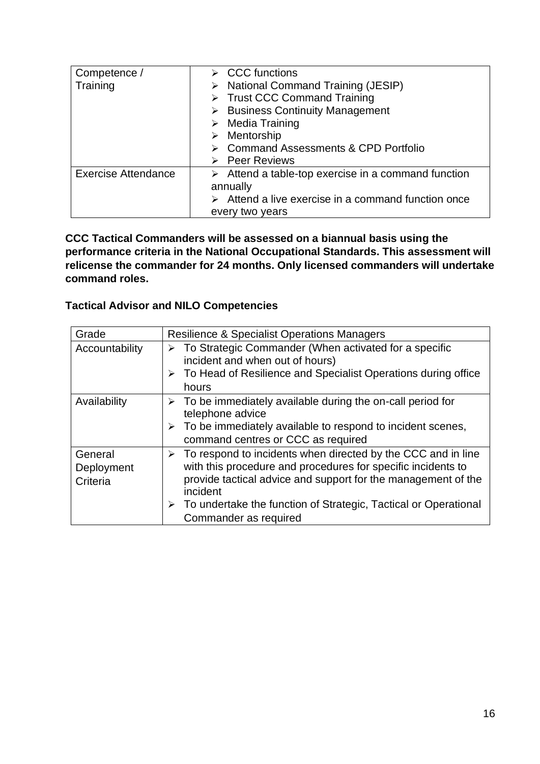| Competence / Training | ➢ CCC functions<br>➢ National Command Training (JESIP)<br>➢ Trust CCC Command Training<br>➢ Business Continuity Management<br>➢ Media Training<br>➢ Mentorship<br>➢ Command Assessments & CPD Portfolio<br>➢ Peer Reviews |
|---|---|
| Exercise Attendance | ➢ Attend a table-top exercise in a command function annually<br>➢ Attend a live exercise in a command function once every two years |

**CCC Tactical Commanders will be assessed on a biannual basis using the performance criteria in the National Occupational Standards. This assessment will relicense the commander for 24 months. Only licensed commanders will undertake command roles.**

**Tactical Advisor and NILO Competencies**

| Grade | Resilience & Specialist Operations Managers |
|---|---|
| Accountability | ➢ To Strategic Commander (When activated for a specific incident and when out of hours)<br>➢ To Head of Resilience and Specialist Operations during office hours |
| Availability | ➢ To be immediately available during the on-call period for telephone advice<br>➢ To be immediately available to respond to incident scenes, command centres or CCC as required |
| General Deployment Criteria | ➢ To respond to incidents when directed by the CCC and in line with this procedure and procedures for specific incidents to provide tactical advice and support for the management of the incident<br>➢ To undertake the function of Strategic, Tactical or Operational Commander as required |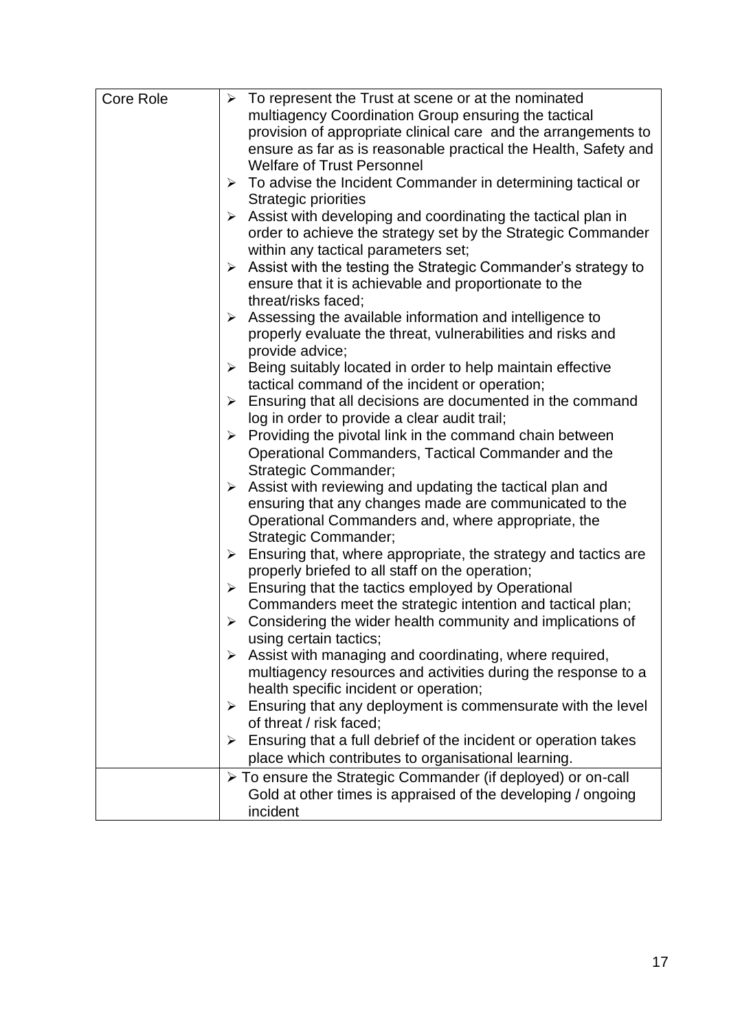| | |
|---|---|
| Core Role | ➢ To represent the Trust at scene or at the nominated multiagency Coordination Group ensuring the tactical provision of appropriate clinical care and the arrangements to ensure as far as is reasonable practical the Health, Safety and Welfare of Trust Personnel<br>➢ To advise the Incident Commander in determining tactical or Strategic priorities<br>➢ Assist with developing and coordinating the tactical plan in order to achieve the strategy set by the Strategic Commander within any tactical parameters set;<br>➢ Assist with the testing the Strategic Commander's strategy to ensure that it is achievable and proportionate to the threat/risks faced;<br>➢ Assessing the available information and intelligence to properly evaluate the threat, vulnerabilities and risks and provide advice;<br>➢ Being suitably located in order to help maintain effective tactical command of the incident or operation;<br>➢ Ensuring that all decisions are documented in the command log in order to provide a clear audit trail;<br>➢ Providing the pivotal link in the command chain between Operational Commanders, Tactical Commander and the Strategic Commander;<br>➢ Assist with reviewing and updating the tactical plan and ensuring that any changes made are communicated to the Operational Commanders and, where appropriate, the Strategic Commander;<br>➢ Ensuring that, where appropriate, the strategy and tactics are properly briefed to all staff on the operation;<br>➢ Ensuring that the tactics employed by Operational Commanders meet the strategic intention and tactical plan;<br>➢ Considering the wider health community and implications of using certain tactics;<br>➢ Assist with managing and coordinating, where required, multiagency resources and activities during the response to a health specific incident or operation;<br>➢ Ensuring that any deployment is commensurate with the level of threat / risk faced;<br>➢ Ensuring that a full debrief of the incident or operation takes place which contributes to organisational learning. |
| | ➢ To ensure the Strategic Commander (if deployed) or on-call Gold at other times is appraised of the developing / ongoing incident |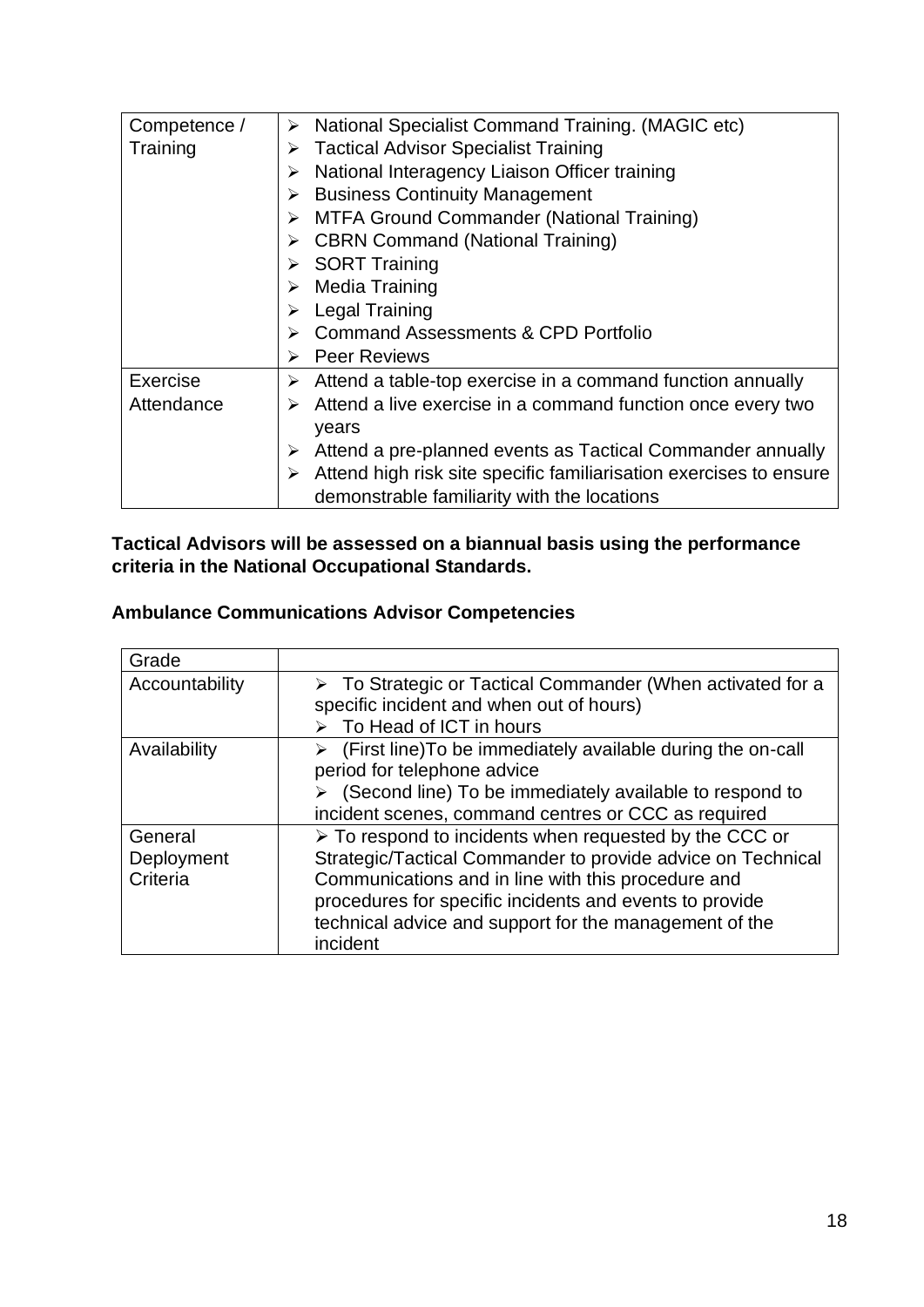| Competence / Training | ➢ National Specialist Command Training. (MAGIC etc)<br>➢ Tactical Advisor Specialist Training<br>➢ National Interagency Liaison Officer training<br>➢ Business Continuity Management<br>➢ MTFA Ground Commander (National Training)<br>➢ CBRN Command (National Training)<br>➢ SORT Training<br>➢ Media Training<br>➢ Legal Training<br>➢ Command Assessments & CPD Portfolio<br>➢ Peer Reviews |
|---|---|
| Exercise Attendance | ➢ Attend a table-top exercise in a command function annually<br>➢ Attend a live exercise in a command function once every two years<br>➢ Attend a pre-planned events as Tactical Commander annually<br>➢ Attend high risk site specific familiarisation exercises to ensure demonstrable familiarity with the locations |

**Tactical Advisors will be assessed on a biannual basis using the performance criteria in the National Occupational Standards.**

**Ambulance Communications Advisor Competencies**

| Grade | |
|---|---|
| Accountability | ➢ To Strategic or Tactical Commander (When activated for a specific incident and when out of hours)<br>➢ To Head of ICT in hours |
| Availability | ➢ (First line)To be immediately available during the on-call period for telephone advice<br>➢ (Second line) To be immediately available to respond to incident scenes, command centres or CCC as required |
| General Deployment Criteria | ➢ To respond to incidents when requested by the CCC or Strategic/Tactical Commander to provide advice on Technical Communications and in line with this procedure and procedures for specific incidents and events to provide technical advice and support for the management of the incident |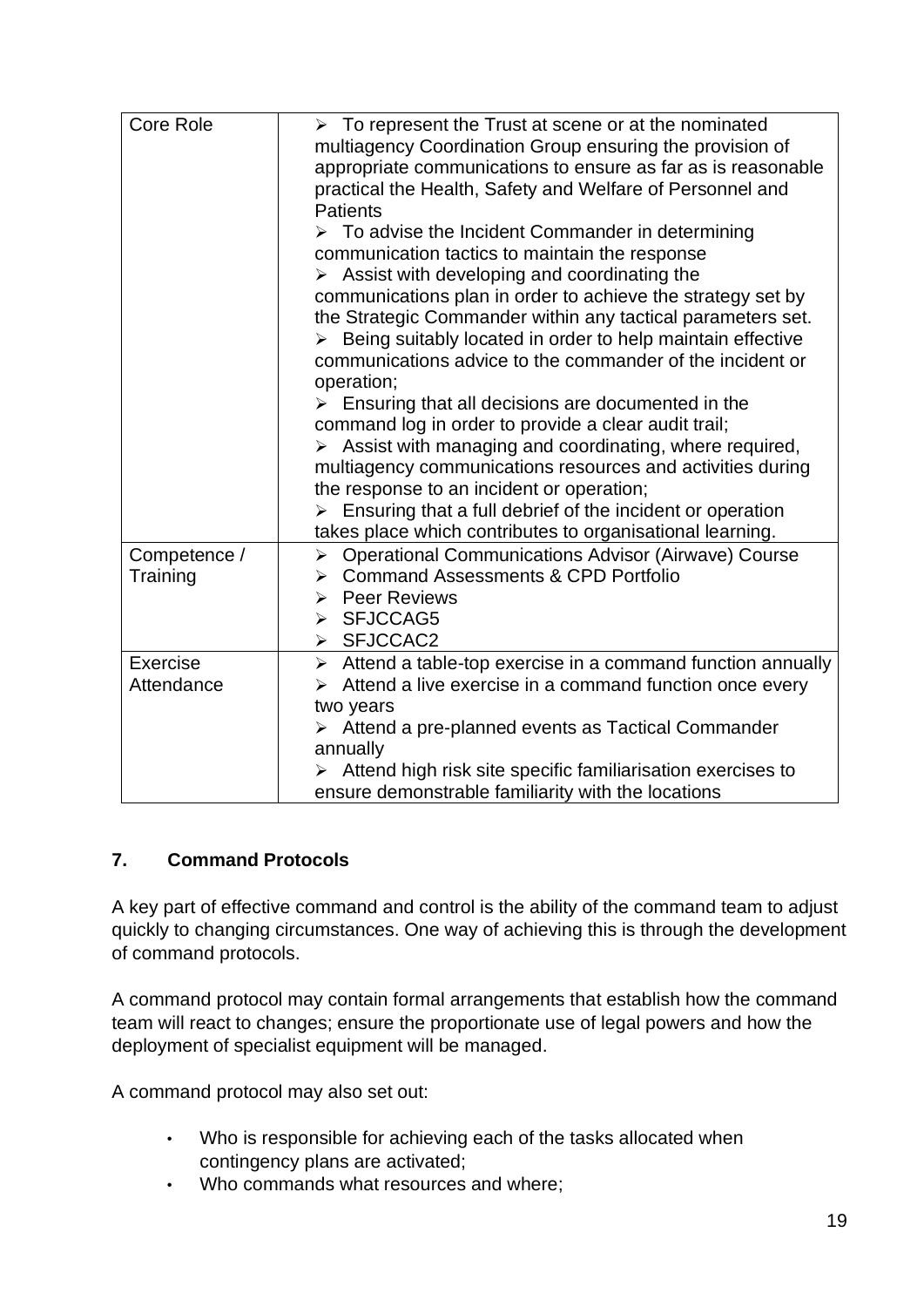| Core Role | ➢ To represent the Trust at scene or at the nominated multiagency Coordination Group ensuring the provision of appropriate communications to ensure as far as is reasonable practical the Health, Safety and Welfare of Personnel and Patients<br>➢ To advise the Incident Commander in determining communication tactics to maintain the response<br>➢ Assist with developing and coordinating the communications plan in order to achieve the strategy set by the Strategic Commander within any tactical parameters set.<br>➢ Being suitably located in order to help maintain effective communications advice to the commander of the incident or operation;<br>➢ Ensuring that all decisions are documented in the command log in order to provide a clear audit trail;<br>➢ Assist with managing and coordinating, where required, multiagency communications resources and activities during the response to an incident or operation;<br>➢ Ensuring that a full debrief of the incident or operation takes place which contributes to organisational learning. |
|---|---|
| Competence / Training | ➢ Operational Communications Advisor (Airwave) Course<br>➢ Command Assessments & CPD Portfolio<br>➢ Peer Reviews<br>➢ SFJCCAG5<br>➢ SFJCCAC2 |
| Exercise Attendance | ➢ Attend a table-top exercise in a command function annually<br>➢ Attend a live exercise in a command function once every two years<br>➢ Attend a pre-planned events as Tactical Commander annually<br>➢ Attend high risk site specific familiarisation exercises to ensure demonstrable familiarity with the locations |

## 7. Command Protocols

A key part of effective command and control is the ability of the command team to adjust quickly to changing circumstances. One way of achieving this is through the development of command protocols.

A command protocol may contain formal arrangements that establish how the command team will react to changes; ensure the proportionate use of legal powers and how the deployment of specialist equipment will be managed.

A command protocol may also set out:

- Who is responsible for achieving each of the tasks allocated when contingency plans are activated;
- Who commands what resources and where;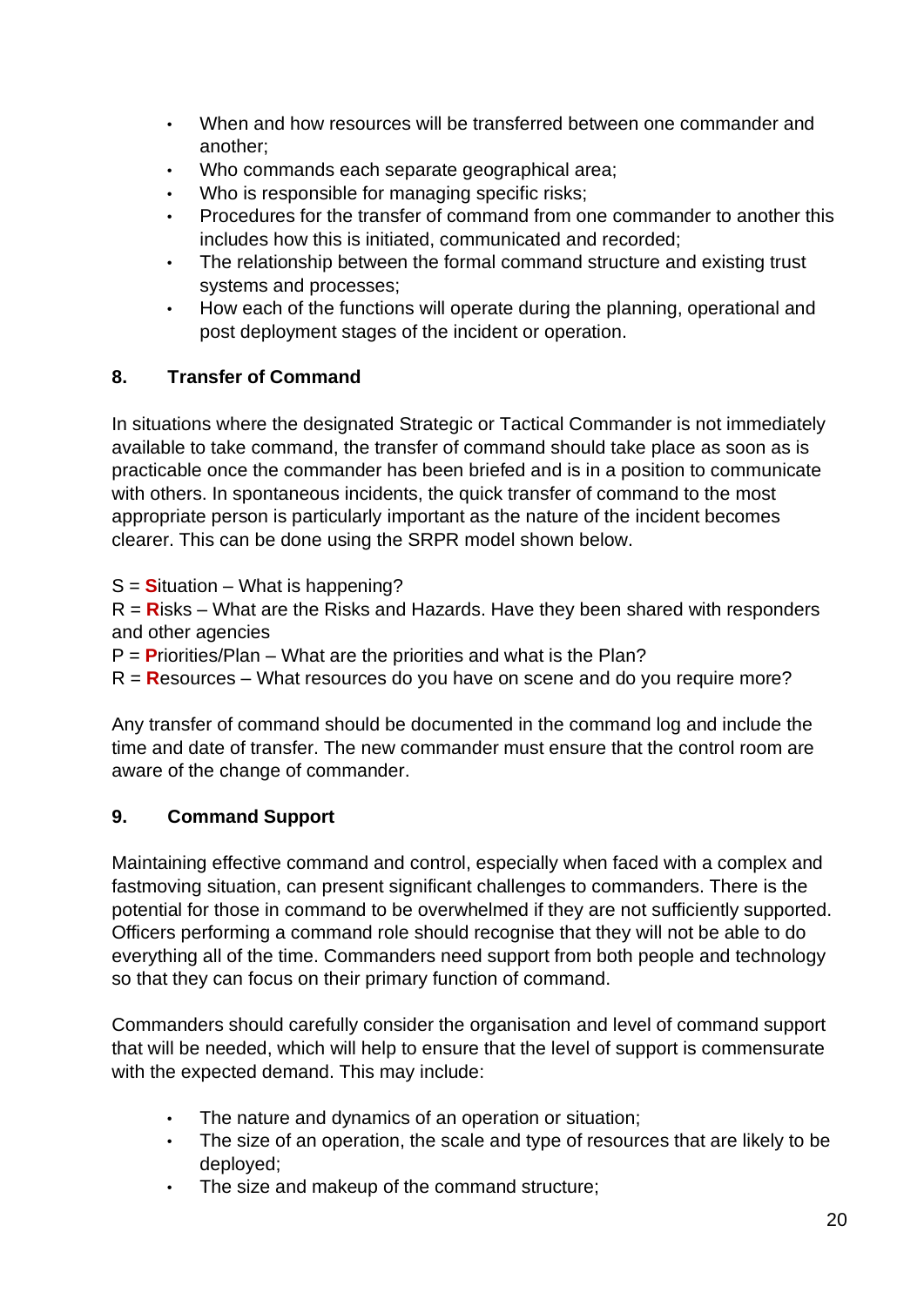- When and how resources will be transferred between one commander and another;
- Who commands each separate geographical area;
- Who is responsible for managing specific risks;
- Procedures for the transfer of command from one commander to another this includes how this is initiated, communicated and recorded;
- The relationship between the formal command structure and existing trust systems and processes;
- How each of the functions will operate during the planning, operational and post deployment stages of the incident or operation.

## 8. Transfer of Command

In situations where the designated Strategic or Tactical Commander is not immediately available to take command, the transfer of command should take place as soon as is practicable once the commander has been briefed and is in a position to communicate with others. In spontaneous incidents, the quick transfer of command to the most appropriate person is particularly important as the nature of the incident becomes clearer. This can be done using the SRPR model shown below.

S = **S**ituation – What is happening?
R = **R**isks – What are the Risks and Hazards. Have they been shared with responders and other agencies
P = **P**riorities/Plan – What are the priorities and what is the Plan?
R = **R**esources – What resources do you have on scene and do you require more?

Any transfer of command should be documented in the command log and include the time and date of transfer. The new commander must ensure that the control room are aware of the change of commander.

## 9. Command Support

Maintaining effective command and control, especially when faced with a complex and fastmoving situation, can present significant challenges to commanders. There is the potential for those in command to be overwhelmed if they are not sufficiently supported. Officers performing a command role should recognise that they will not be able to do everything all of the time. Commanders need support from both people and technology so that they can focus on their primary function of command.

Commanders should carefully consider the organisation and level of command support that will be needed, which will help to ensure that the level of support is commensurate with the expected demand. This may include:

- The nature and dynamics of an operation or situation;
- The size of an operation, the scale and type of resources that are likely to be deployed;
- The size and makeup of the command structure;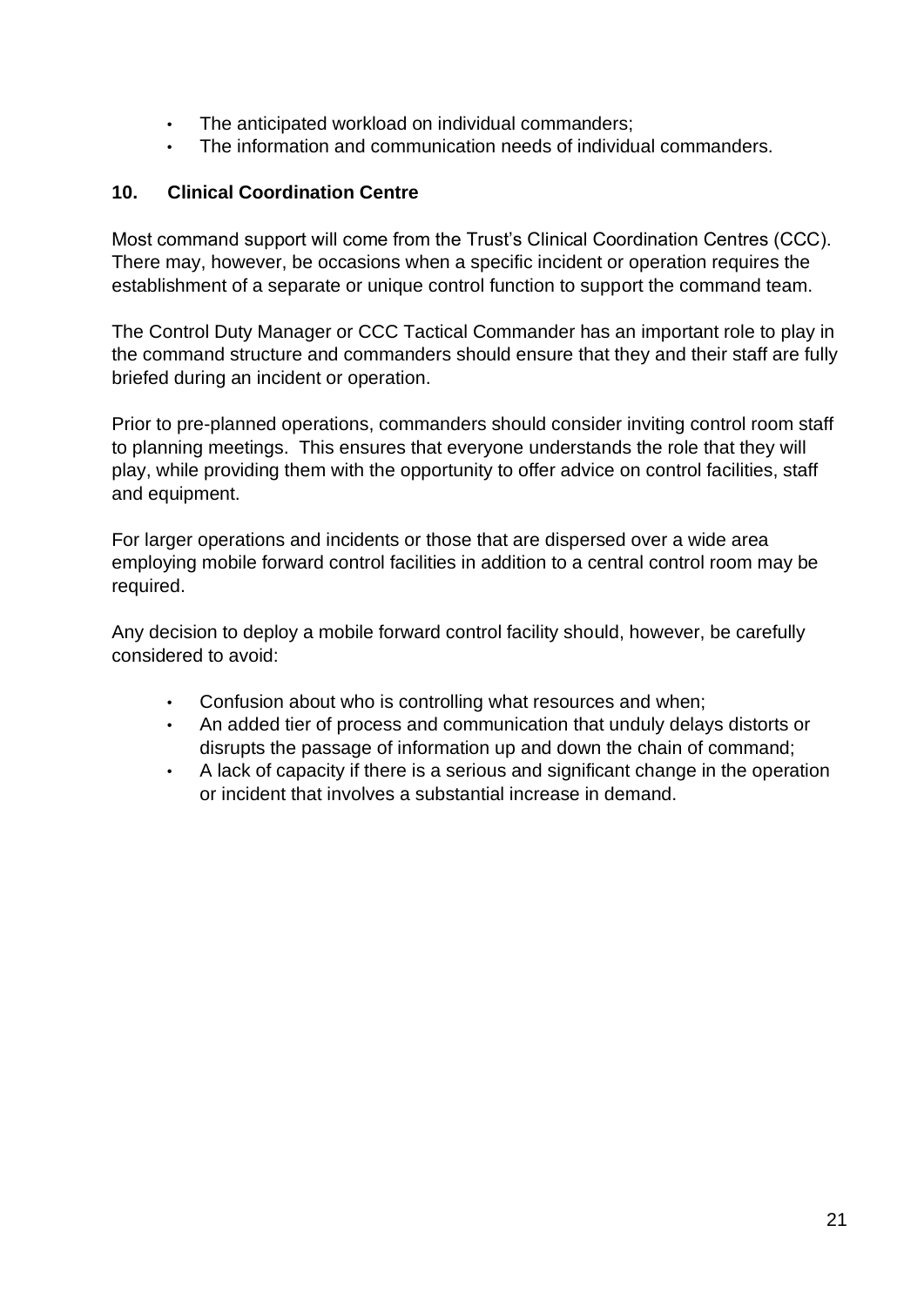- The anticipated workload on individual commanders;
- The information and communication needs of individual commanders.

## 10. Clinical Coordination Centre

Most command support will come from the Trust's Clinical Coordination Centres (CCC). There may, however, be occasions when a specific incident or operation requires the establishment of a separate or unique control function to support the command team.

The Control Duty Manager or CCC Tactical Commander has an important role to play in the command structure and commanders should ensure that they and their staff are fully briefed during an incident or operation.

Prior to pre-planned operations, commanders should consider inviting control room staff to planning meetings. This ensures that everyone understands the role that they will play, while providing them with the opportunity to offer advice on control facilities, staff and equipment.

For larger operations and incidents or those that are dispersed over a wide area employing mobile forward control facilities in addition to a central control room may be required.

Any decision to deploy a mobile forward control facility should, however, be carefully considered to avoid:

- Confusion about who is controlling what resources and when;
- An added tier of process and communication that unduly delays distorts or disrupts the passage of information up and down the chain of command;
- A lack of capacity if there is a serious and significant change in the operation or incident that involves a substantial increase in demand.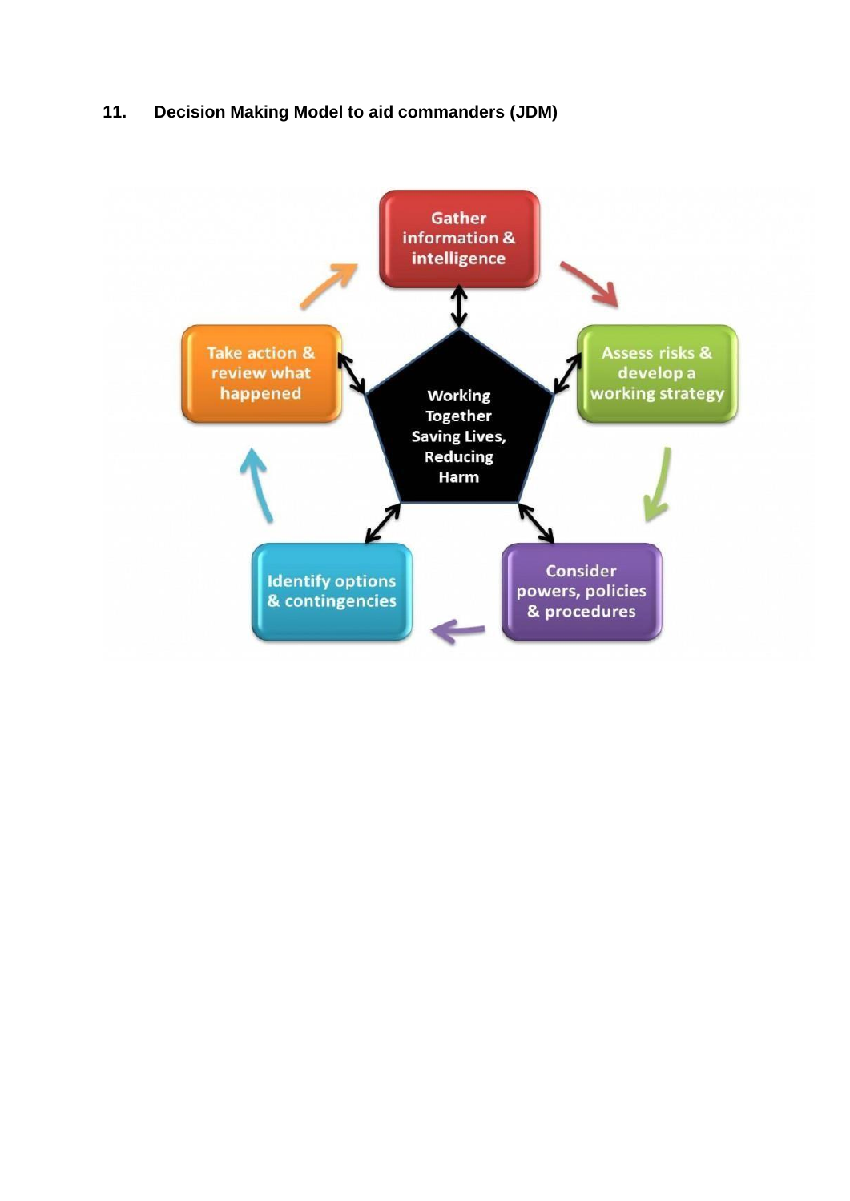## 11. Decision Making Model to aid commanders (JDM)

Gather information & intelligence

Assess risks & develop a working strategy

Consider powers, policies & procedures

Identify options & contingencies

Take action & review what happened

Working Together Saving Lives, Reducing Harm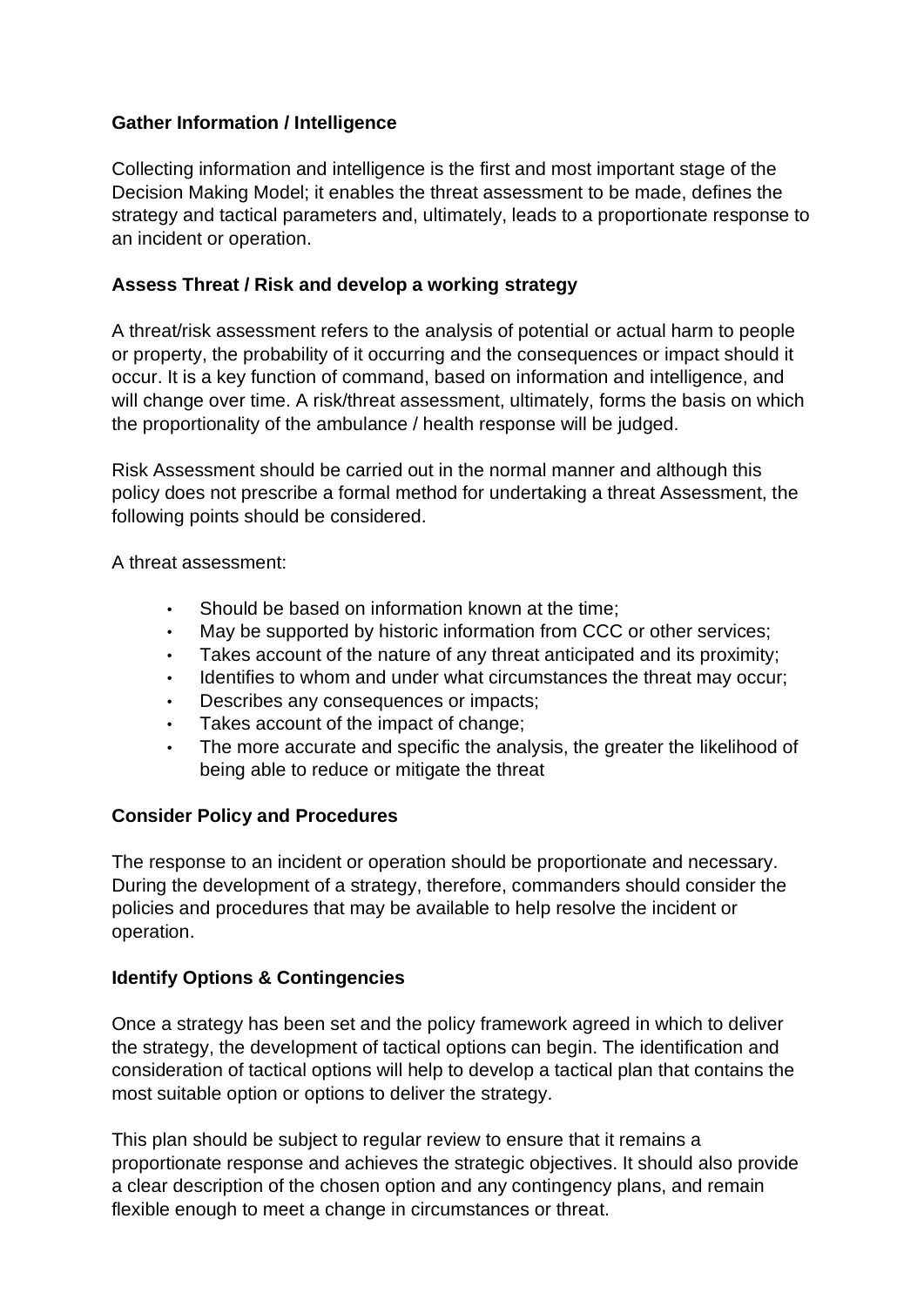**Gather Information / Intelligence**

Collecting information and intelligence is the first and most important stage of the Decision Making Model; it enables the threat assessment to be made, defines the strategy and tactical parameters and, ultimately, leads to a proportionate response to an incident or operation.

**Assess Threat / Risk and develop a working strategy**

A threat/risk assessment refers to the analysis of potential or actual harm to people or property, the probability of it occurring and the consequences or impact should it occur. It is a key function of command, based on information and intelligence, and will change over time. A risk/threat assessment, ultimately, forms the basis on which the proportionality of the ambulance / health response will be judged.

Risk Assessment should be carried out in the normal manner and although this policy does not prescribe a formal method for undertaking a threat Assessment, the following points should be considered.

A threat assessment:

- Should be based on information known at the time;
- May be supported by historic information from CCC or other services;
- Takes account of the nature of any threat anticipated and its proximity;
- Identifies to whom and under what circumstances the threat may occur;
- Describes any consequences or impacts;
- Takes account of the impact of change;
- The more accurate and specific the analysis, the greater the likelihood of being able to reduce or mitigate the threat

**Consider Policy and Procedures**

The response to an incident or operation should be proportionate and necessary. During the development of a strategy, therefore, commanders should consider the policies and procedures that may be available to help resolve the incident or operation.

**Identify Options & Contingencies**

Once a strategy has been set and the policy framework agreed in which to deliver the strategy, the development of tactical options can begin. The identification and consideration of tactical options will help to develop a tactical plan that contains the most suitable option or options to deliver the strategy.

This plan should be subject to regular review to ensure that it remains a proportionate response and achieves the strategic objectives. It should also provide a clear description of the chosen option and any contingency plans, and remain flexible enough to meet a change in circumstances or threat.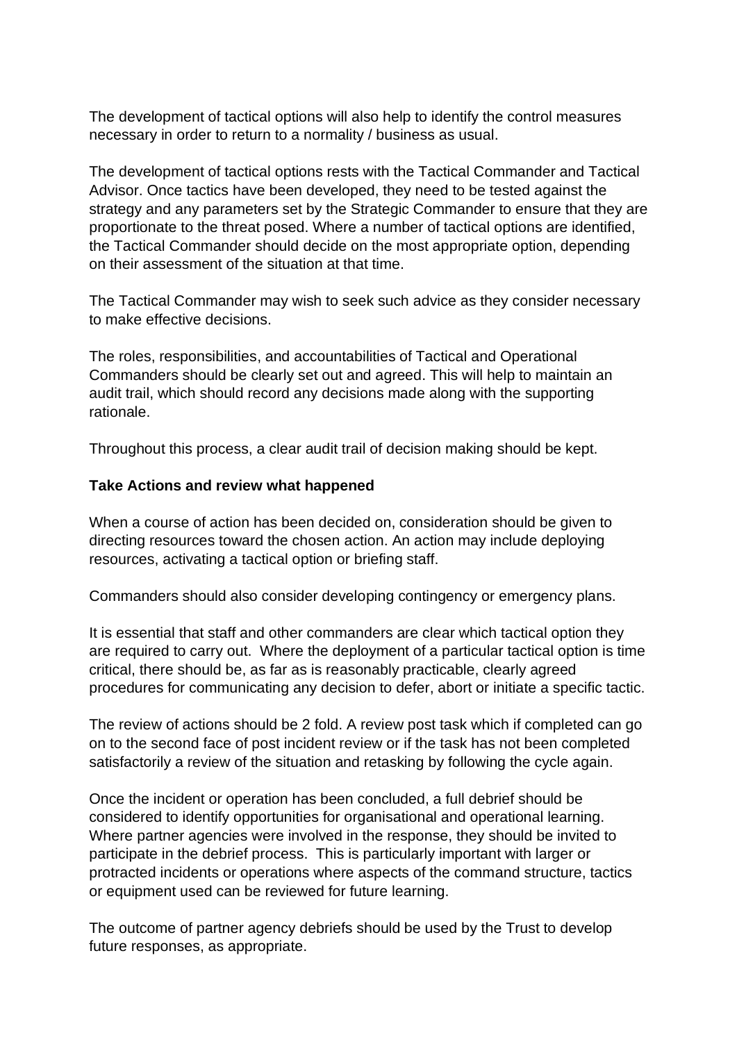The development of tactical options will also help to identify the control measures necessary in order to return to a normality / business as usual.

The development of tactical options rests with the Tactical Commander and Tactical Advisor. Once tactics have been developed, they need to be tested against the strategy and any parameters set by the Strategic Commander to ensure that they are proportionate to the threat posed. Where a number of tactical options are identified, the Tactical Commander should decide on the most appropriate option, depending on their assessment of the situation at that time.

The Tactical Commander may wish to seek such advice as they consider necessary to make effective decisions.

The roles, responsibilities, and accountabilities of Tactical and Operational Commanders should be clearly set out and agreed. This will help to maintain an audit trail, which should record any decisions made along with the supporting rationale.

Throughout this process, a clear audit trail of decision making should be kept.

**Take Actions and review what happened**

When a course of action has been decided on, consideration should be given to directing resources toward the chosen action. An action may include deploying resources, activating a tactical option or briefing staff.

Commanders should also consider developing contingency or emergency plans.

It is essential that staff and other commanders are clear which tactical option they are required to carry out. Where the deployment of a particular tactical option is time critical, there should be, as far as is reasonably practicable, clearly agreed procedures for communicating any decision to defer, abort or initiate a specific tactic.

The review of actions should be 2 fold. A review post task which if completed can go on to the second face of post incident review or if the task has not been completed satisfactorily a review of the situation and retasking by following the cycle again.

Once the incident or operation has been concluded, a full debrief should be considered to identify opportunities for organisational and operational learning. Where partner agencies were involved in the response, they should be invited to participate in the debrief process. This is particularly important with larger or protracted incidents or operations where aspects of the command structure, tactics or equipment used can be reviewed for future learning.

The outcome of partner agency debriefs should be used by the Trust to develop future responses, as appropriate.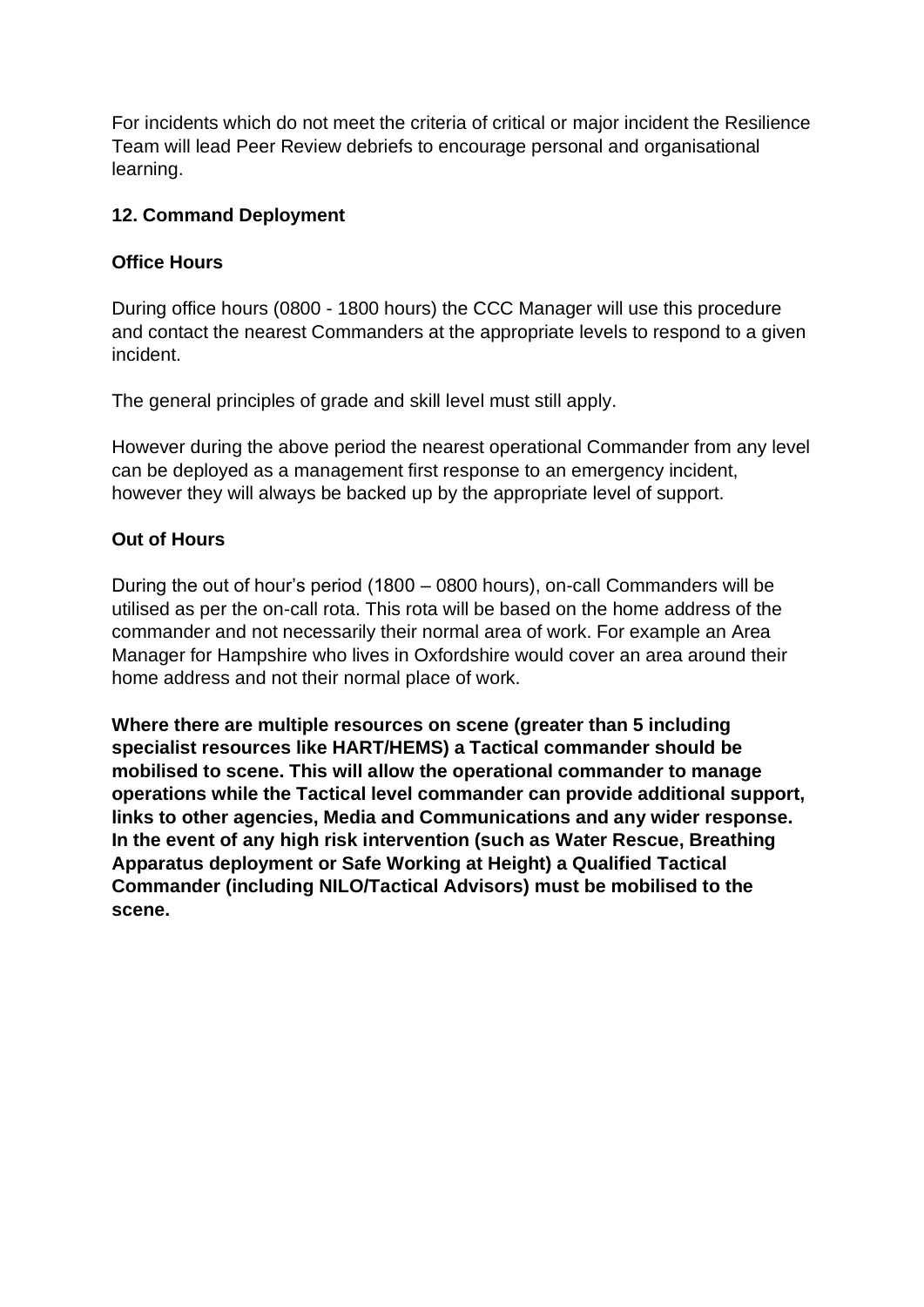For incidents which do not meet the criteria of critical or major incident the Resilience Team will lead Peer Review debriefs to encourage personal and organisational learning.

## 12. Command Deployment

### Office Hours

During office hours (0800 - 1800 hours) the CCC Manager will use this procedure and contact the nearest Commanders at the appropriate levels to respond to a given incident.

The general principles of grade and skill level must still apply.

However during the above period the nearest operational Commander from any level can be deployed as a management first response to an emergency incident, however they will always be backed up by the appropriate level of support.

### Out of Hours

During the out of hour's period (1800 – 0800 hours), on-call Commanders will be utilised as per the on-call rota. This rota will be based on the home address of the commander and not necessarily their normal area of work. For example an Area Manager for Hampshire who lives in Oxfordshire would cover an area around their home address and not their normal place of work.

**Where there are multiple resources on scene (greater than 5 including specialist resources like HART/HEMS) a Tactical commander should be mobilised to scene. This will allow the operational commander to manage operations while the Tactical level commander can provide additional support, links to other agencies, Media and Communications and any wider response. In the event of any high risk intervention (such as Water Rescue, Breathing Apparatus deployment or Safe Working at Height) a Qualified Tactical Commander (including NILO/Tactical Advisors) must be mobilised to the scene.**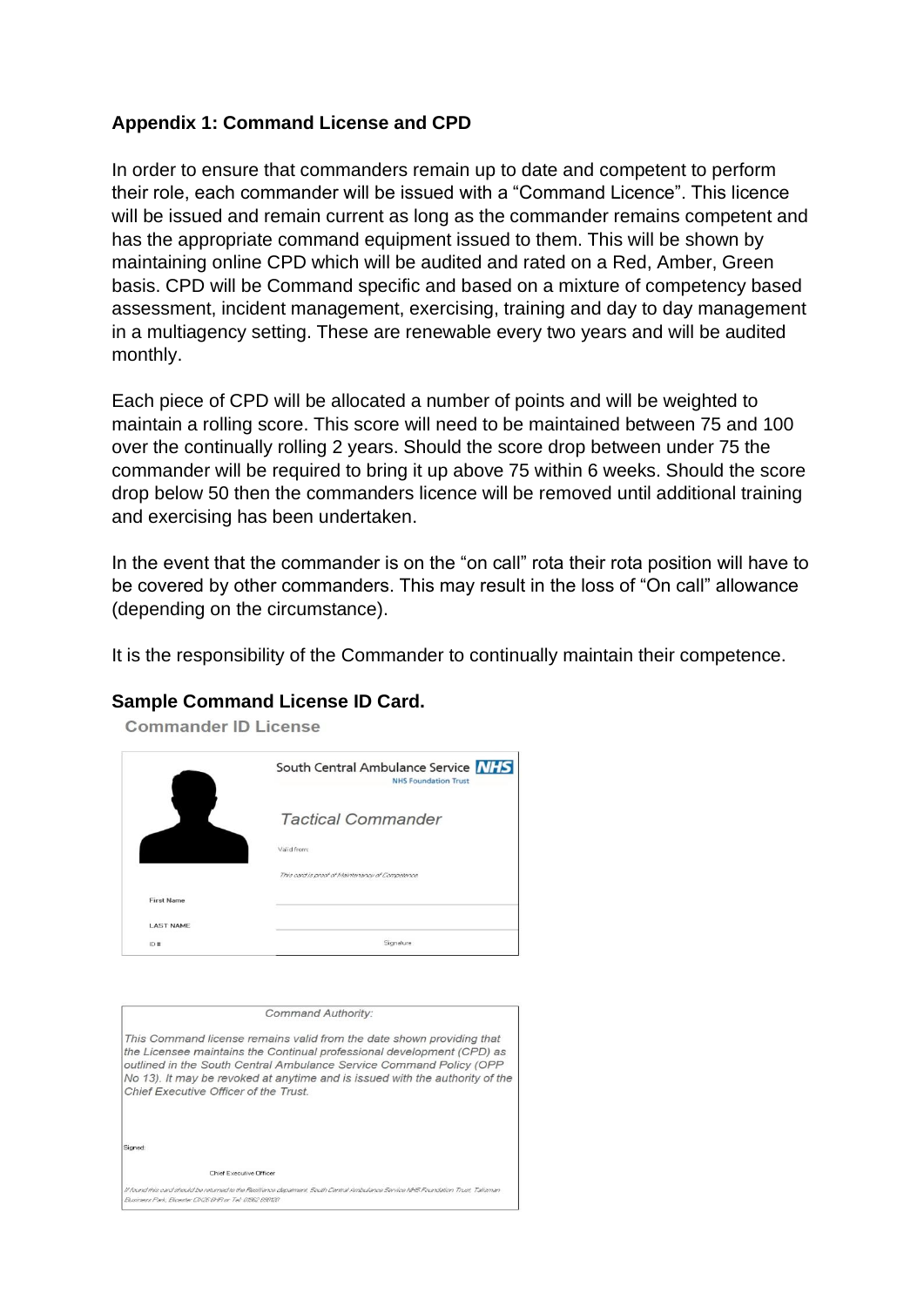**Appendix 1: Command License and CPD**

In order to ensure that commanders remain up to date and competent to perform their role, each commander will be issued with a "Command Licence". This licence will be issued and remain current as long as the commander remains competent and has the appropriate command equipment issued to them. This will be shown by maintaining online CPD which will be audited and rated on a Red, Amber, Green basis. CPD will be Command specific and based on a mixture of competency based assessment, incident management, exercising, training and day to day management in a multiagency setting. These are renewable every two years and will be audited monthly.

Each piece of CPD will be allocated a number of points and will be weighted to maintain a rolling score. This score will need to be maintained between 75 and 100 over the continually rolling 2 years. Should the score drop between under 75 the commander will be required to bring it up above 75 within 6 weeks. Should the score drop below 50 then the commanders licence will be removed until additional training and exercising has been undertaken.

In the event that the commander is on the "on call" rota their rota position will have to be covered by other commanders. This may result in the loss of "On call" allowance (depending on the circumstance).

It is the responsibility of the Commander to continually maintain their competence.

**Sample Command License ID Card.**

Commander ID License

South Central Ambulance Service NHS
NHS Foundation Trust

*Tactical Commander*

Valid from:

*This card is proof of Maintenancy of Competence*

First Name

LAST NAME

ID #

Signature

*Command Authority:*

*This Command license remains valid from the date shown providing that the Licensee maintains the Continual professional development (CPD) as outlined in the South Central Ambulance Service Command Policy (OPP No 13). It may be revoked at anytime and is issued with the authority of the Chief Executive Officer of the Trust.*

Signed:

Chief Executive Officer

*If found this card should be returned to the Resilience department, South Central Ambulance Service NHS Foundation Trust, Talisman Business Park, Bicester OX26 6HR or Tel: 01562 698100*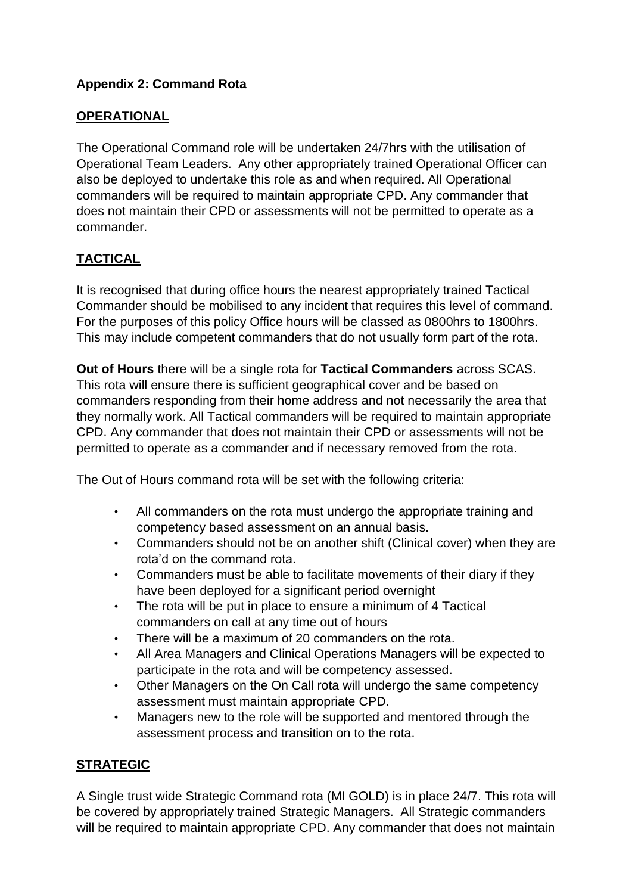**Appendix 2: Command Rota**

**OPERATIONAL**

The Operational Command role will be undertaken 24/7hrs with the utilisation of Operational Team Leaders. Any other appropriately trained Operational Officer can also be deployed to undertake this role as and when required. All Operational commanders will be required to maintain appropriate CPD. Any commander that does not maintain their CPD or assessments will not be permitted to operate as a commander.

**TACTICAL**

It is recognised that during office hours the nearest appropriately trained Tactical Commander should be mobilised to any incident that requires this level of command. For the purposes of this policy Office hours will be classed as 0800hrs to 1800hrs. This may include competent commanders that do not usually form part of the rota.

**Out of Hours** there will be a single rota for **Tactical Commanders** across SCAS. This rota will ensure there is sufficient geographical cover and be based on commanders responding from their home address and not necessarily the area that they normally work. All Tactical commanders will be required to maintain appropriate CPD. Any commander that does not maintain their CPD or assessments will not be permitted to operate as a commander and if necessary removed from the rota.

The Out of Hours command rota will be set with the following criteria:

- All commanders on the rota must undergo the appropriate training and competency based assessment on an annual basis.
- Commanders should not be on another shift (Clinical cover) when they are rota'd on the command rota.
- Commanders must be able to facilitate movements of their diary if they have been deployed for a significant period overnight
- The rota will be put in place to ensure a minimum of 4 Tactical commanders on call at any time out of hours
- There will be a maximum of 20 commanders on the rota.
- All Area Managers and Clinical Operations Managers will be expected to participate in the rota and will be competency assessed.
- Other Managers on the On Call rota will undergo the same competency assessment must maintain appropriate CPD.
- Managers new to the role will be supported and mentored through the assessment process and transition on to the rota.

**STRATEGIC**

A Single trust wide Strategic Command rota (MI GOLD) is in place 24/7. This rota will be covered by appropriately trained Strategic Managers. All Strategic commanders will be required to maintain appropriate CPD. Any commander that does not maintain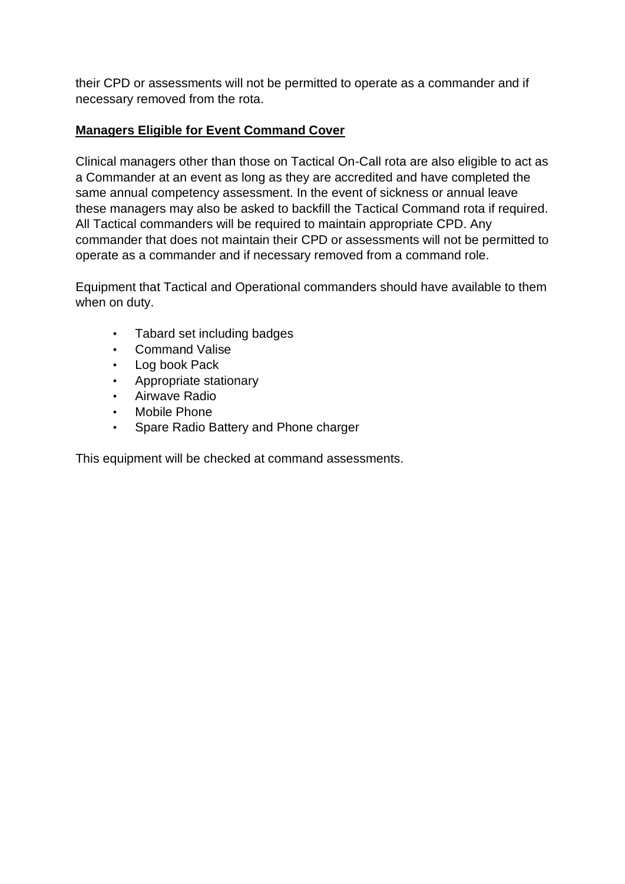their CPD or assessments will not be permitted to operate as a commander and if necessary removed from the rota.

**<u>Managers Eligible for Event Command Cover</u>**

Clinical managers other than those on Tactical On-Call rota are also eligible to act as a Commander at an event as long as they are accredited and have completed the same annual competency assessment. In the event of sickness or annual leave these managers may also be asked to backfill the Tactical Command rota if required. All Tactical commanders will be required to maintain appropriate CPD. Any commander that does not maintain their CPD or assessments will not be permitted to operate as a commander and if necessary removed from a command role.

Equipment that Tactical and Operational commanders should have available to them when on duty.

- Tabard set including badges
- Command Valise
- Log book Pack
- Appropriate stationary
- Airwave Radio
- Mobile Phone
- Spare Radio Battery and Phone charger

This equipment will be checked at command assessments.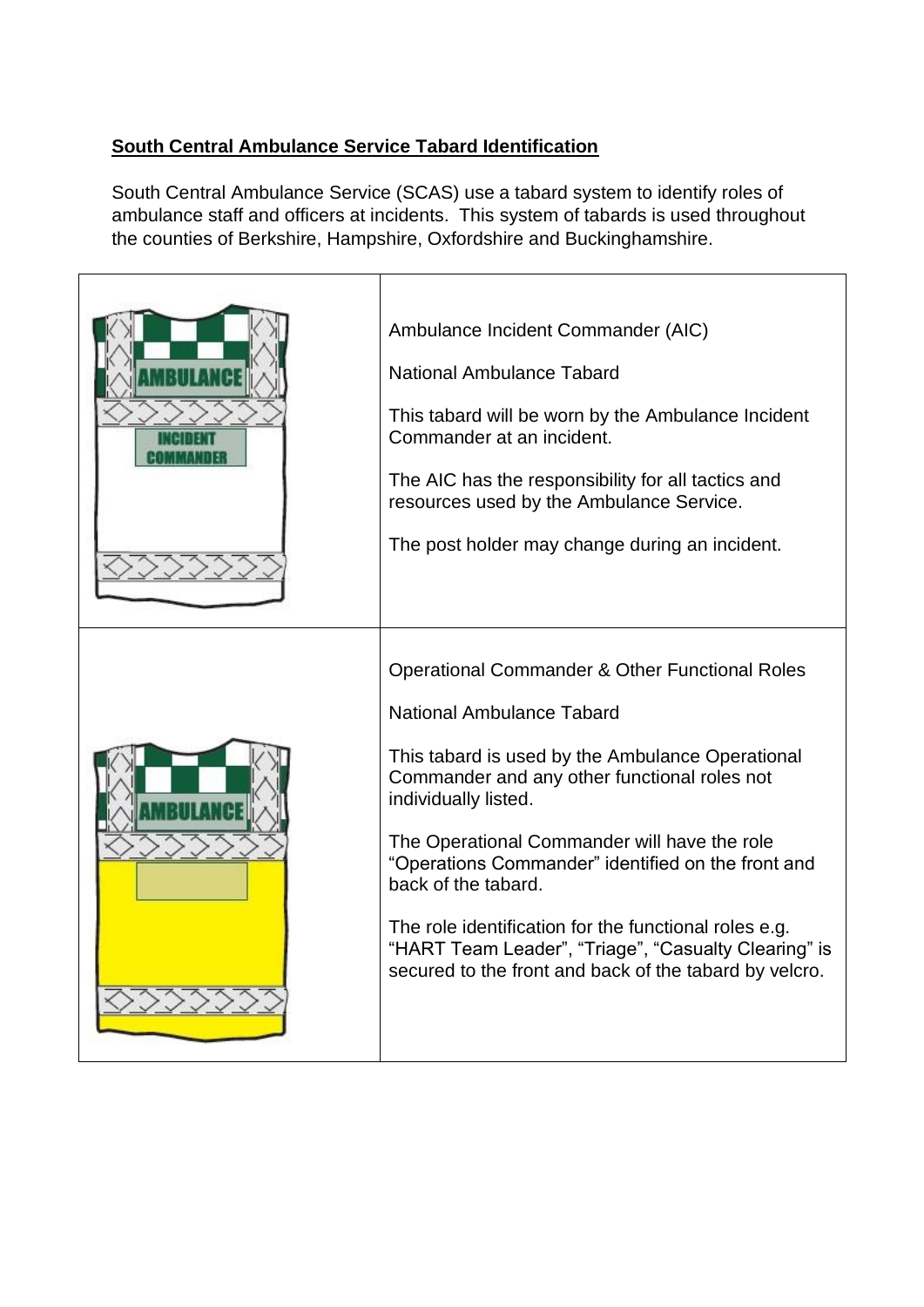**South Central Ambulance Service Tabard Identification**

South Central Ambulance Service (SCAS) use a tabard system to identify roles of ambulance staff and officers at incidents. This system of tabards is used throughout the counties of Berkshire, Hampshire, Oxfordshire and Buckinghamshire.

| | |
|---|---|
| AMBULANCE INCIDENT COMMANDER | Ambulance Incident Commander (AIC)<br><br>National Ambulance Tabard<br><br>This tabard will be worn by the Ambulance Incident Commander at an incident.<br><br>The AIC has the responsibility for all tactics and resources used by the Ambulance Service.<br><br>The post holder may change during an incident. |
| AMBULANCE | Operational Commander & Other Functional Roles<br><br>National Ambulance Tabard<br><br>This tabard is used by the Ambulance Operational Commander and any other functional roles not individually listed.<br><br>The Operational Commander will have the role “Operations Commander” identified on the front and back of the tabard.<br><br>The role identification for the functional roles e.g. “HART Team Leader”, “Triage”, “Casualty Clearing” is secured to the front and back of the tabard by velcro. |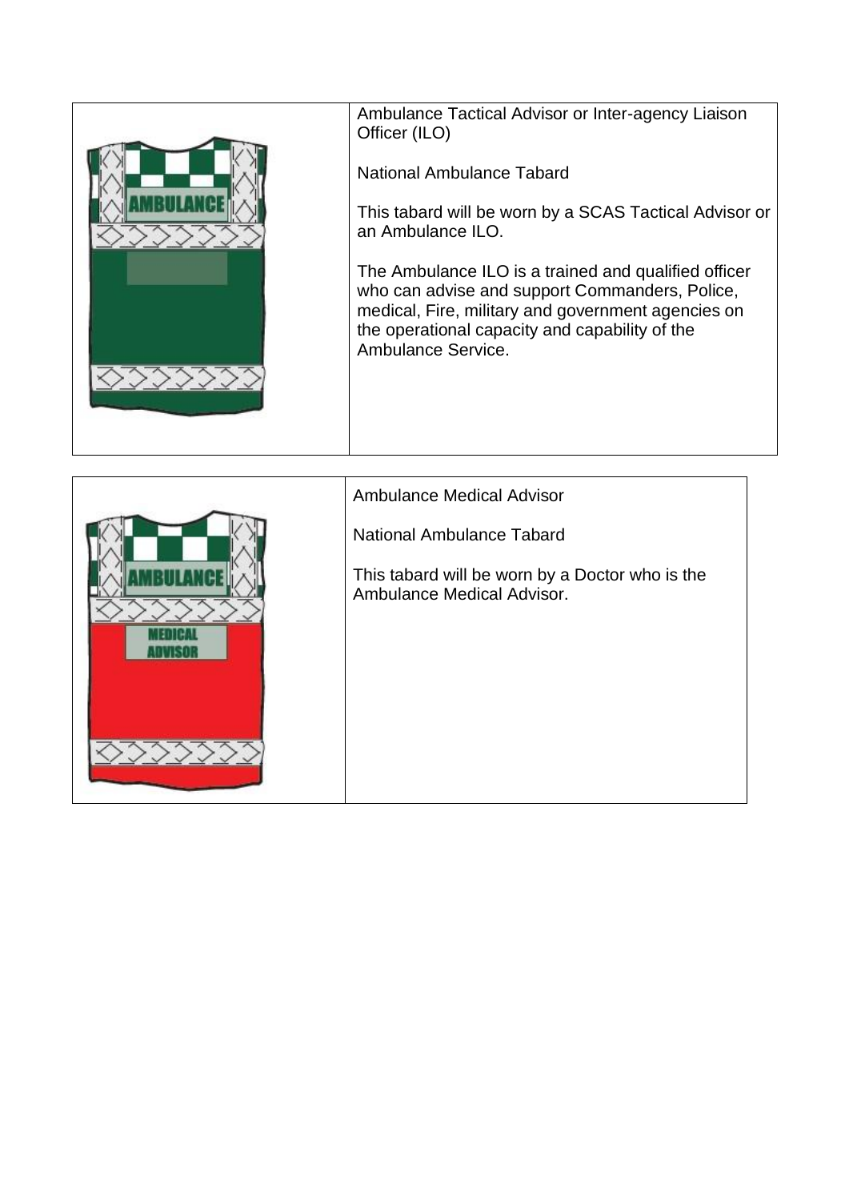| | |
|---|---|
| AMBULANCE | Ambulance Tactical Advisor or Inter-agency Liaison Officer (ILO)<br><br>National Ambulance Tabard<br><br>This tabard will be worn by a SCAS Tactical Advisor or an Ambulance ILO.<br><br>The Ambulance ILO is a trained and qualified officer who can advise and support Commanders, Police, medical, Fire, military and government agencies on the operational capacity and capability of the Ambulance Service. |

| | |
|---|---|
| AMBULANCE<br>MEDICAL ADVISOR | Ambulance Medical Advisor<br><br>National Ambulance Tabard<br><br>This tabard will be worn by a Doctor who is the Ambulance Medical Advisor. |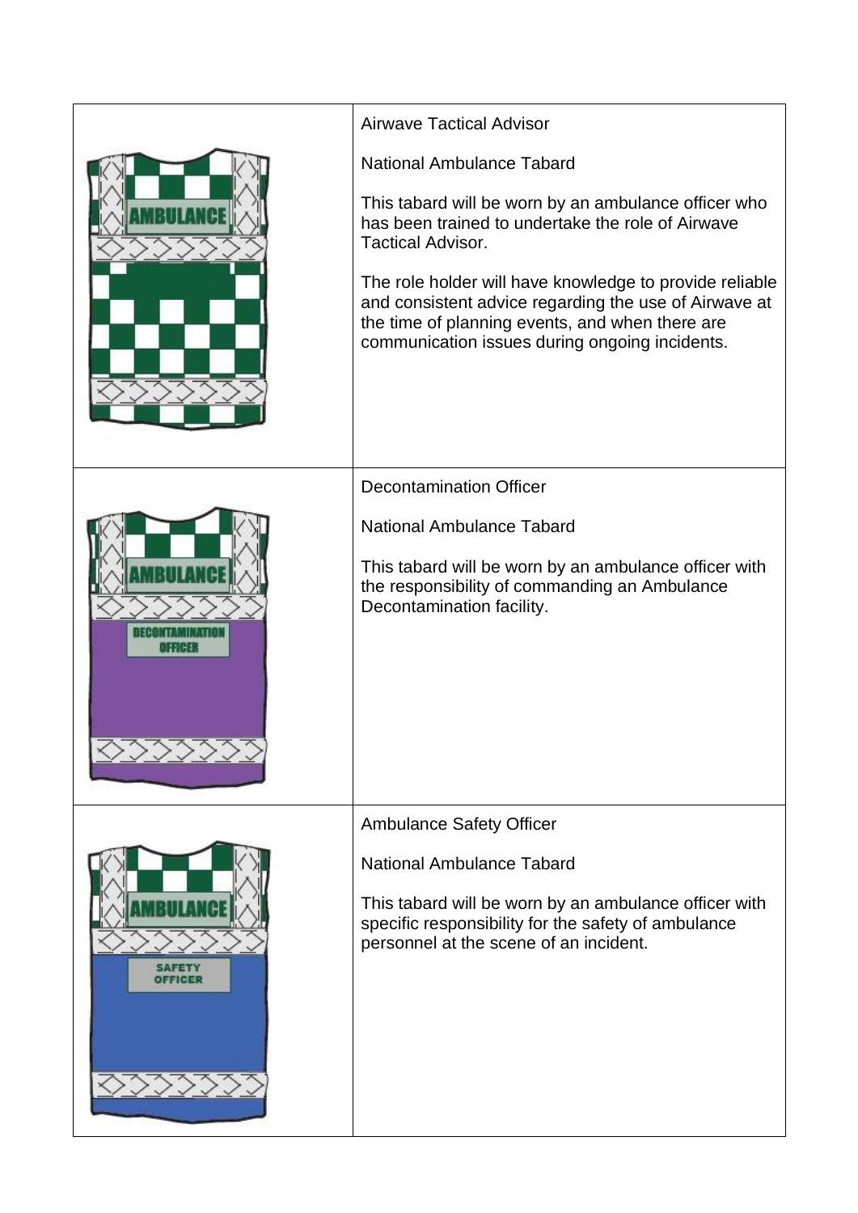| | |
|---|---|
| AMBULANCE | Airwave Tactical Advisor<br><br>National Ambulance Tabard<br><br>This tabard will be worn by an ambulance officer who has been trained to undertake the role of Airwave Tactical Advisor.<br><br>The role holder will have knowledge to provide reliable and consistent advice regarding the use of Airwave at the time of planning events, and when there are communication issues during ongoing incidents. |
| AMBULANCE<br>DECONTAMINATION OFFICER | Decontamination Officer<br><br>National Ambulance Tabard<br><br>This tabard will be worn by an ambulance officer with the responsibility of commanding an Ambulance Decontamination facility. |
| AMBULANCE<br>SAFETY OFFICER | Ambulance Safety Officer<br><br>National Ambulance Tabard<br><br>This tabard will be worn by an ambulance officer with specific responsibility for the safety of ambulance personnel at the scene of an incident. |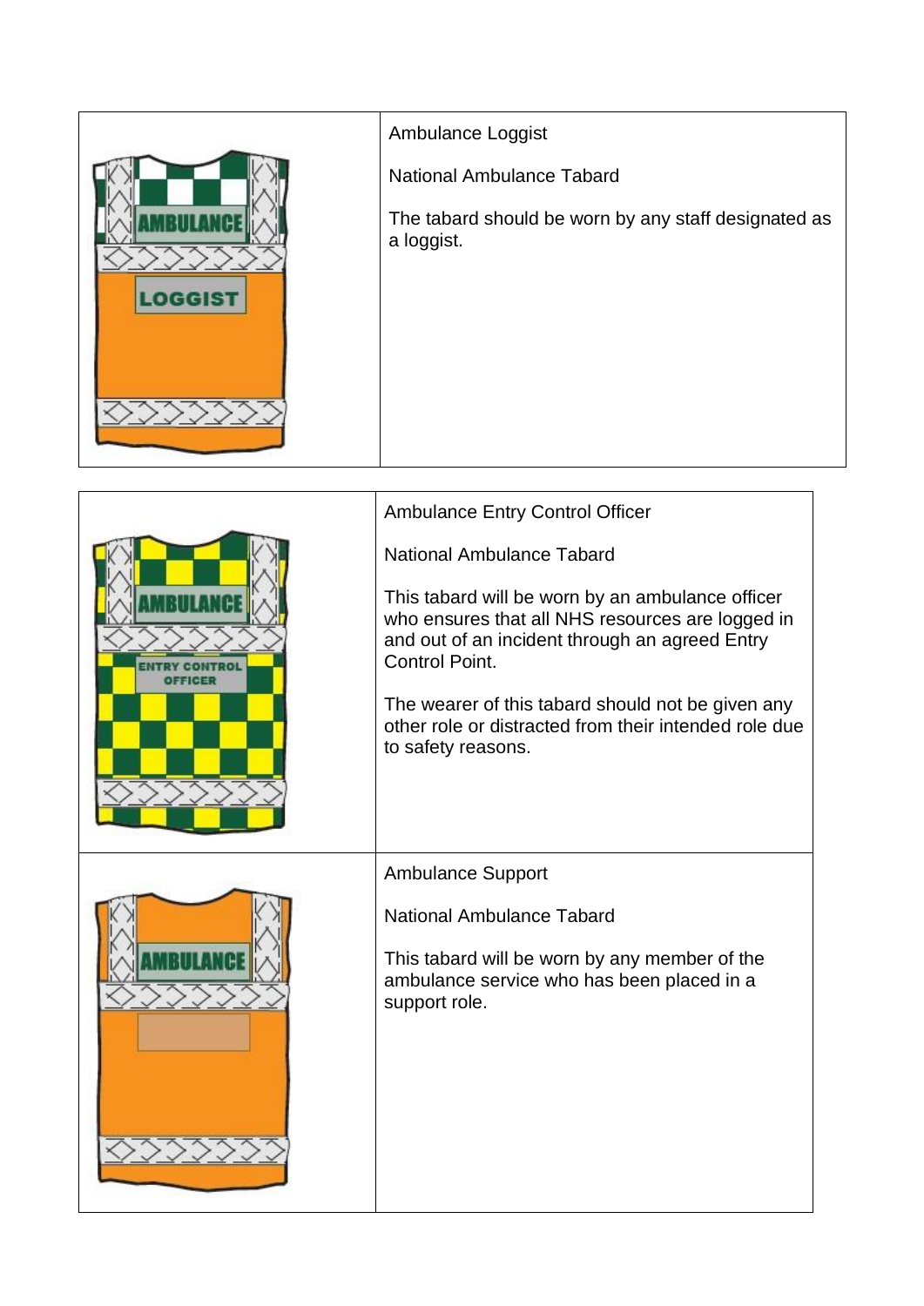| | |
|---|---|
| | Ambulance Loggist<br><br>National Ambulance Tabard<br><br>The tabard should be worn by any staff designated as a loggist. |

| | |
|---|---|
| | Ambulance Entry Control Officer<br><br>National Ambulance Tabard<br><br>This tabard will be worn by an ambulance officer who ensures that all NHS resources are logged in and out of an incident through an agreed Entry Control Point.<br><br>The wearer of this tabard should not be given any other role or distracted from their intended role due to safety reasons. |
| | Ambulance Support<br><br>National Ambulance Tabard<br><br>This tabard will be worn by any member of the ambulance service who has been placed in a support role. |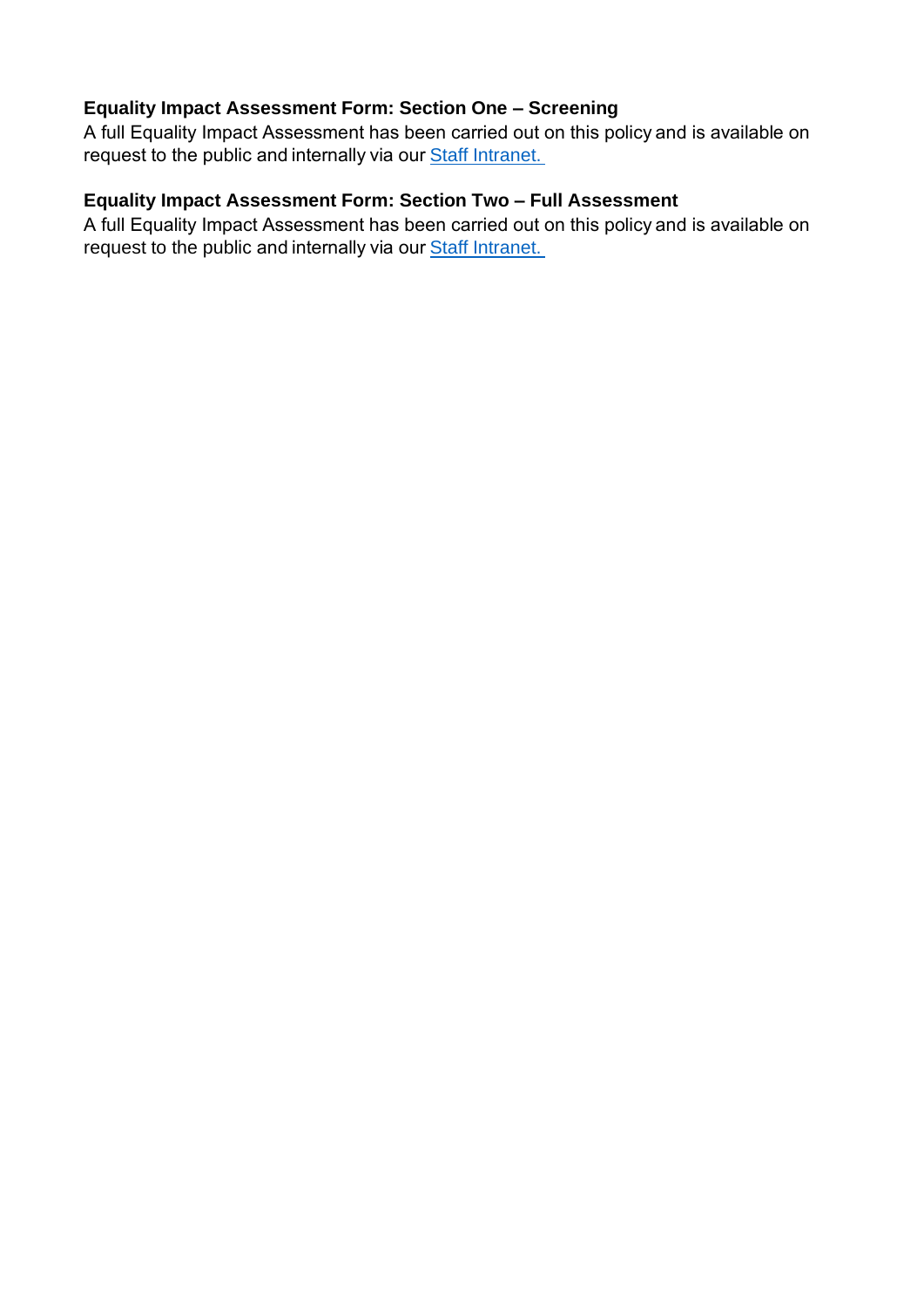### Equality Impact Assessment Form: Section One – Screening

A full Equality Impact Assessment has been carried out on this policy and is available on request to the public and internally via our Staff Intranet.

### Equality Impact Assessment Form: Section Two – Full Assessment

A full Equality Impact Assessment has been carried out on this policy and is available on request to the public and internally via our Staff Intranet.